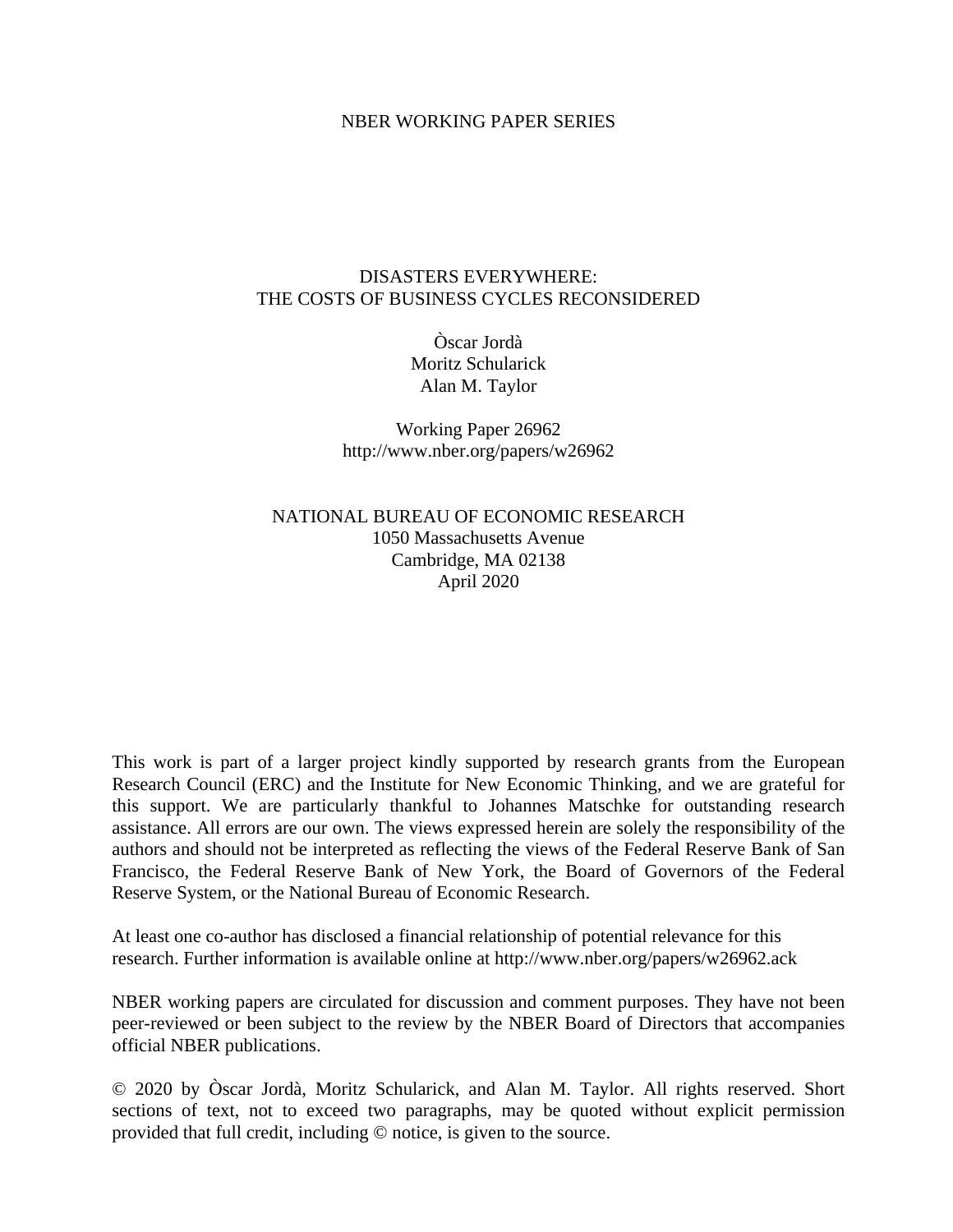NBER WORKING PAPER SERIES

# DISASTERS EVERYWHERE: THE COSTS OF BUSINESS CYCLES RECONSIDERED

Òscar Jordà
Moritz Schularick
Alan M. Taylor

Working Paper 26962
http://www.nber.org/papers/w26962

NATIONAL BUREAU OF ECONOMIC RESEARCH
1050 Massachusetts Avenue
Cambridge, MA 02138
April 2020

This work is part of a larger project kindly supported by research grants from the European Research Council (ERC) and the Institute for New Economic Thinking, and we are grateful for this support. We are particularly thankful to Johannes Matschke for outstanding research assistance. All errors are our own. The views expressed herein are solely the responsibility of the authors and should not be interpreted as reflecting the views of the Federal Reserve Bank of San Francisco, the Federal Reserve Bank of New York, the Board of Governors of the Federal Reserve System, or the National Bureau of Economic Research.

At least one co-author has disclosed a financial relationship of potential relevance for this research. Further information is available online at http://www.nber.org/papers/w26962.ack

NBER working papers are circulated for discussion and comment purposes. They have not been peer-reviewed or been subject to the review by the NBER Board of Directors that accompanies official NBER publications.

© 2020 by Òscar Jordà, Moritz Schularick, and Alan M. Taylor. All rights reserved. Short sections of text, not to exceed two paragraphs, may be quoted without explicit permission provided that full credit, including © notice, is given to the source.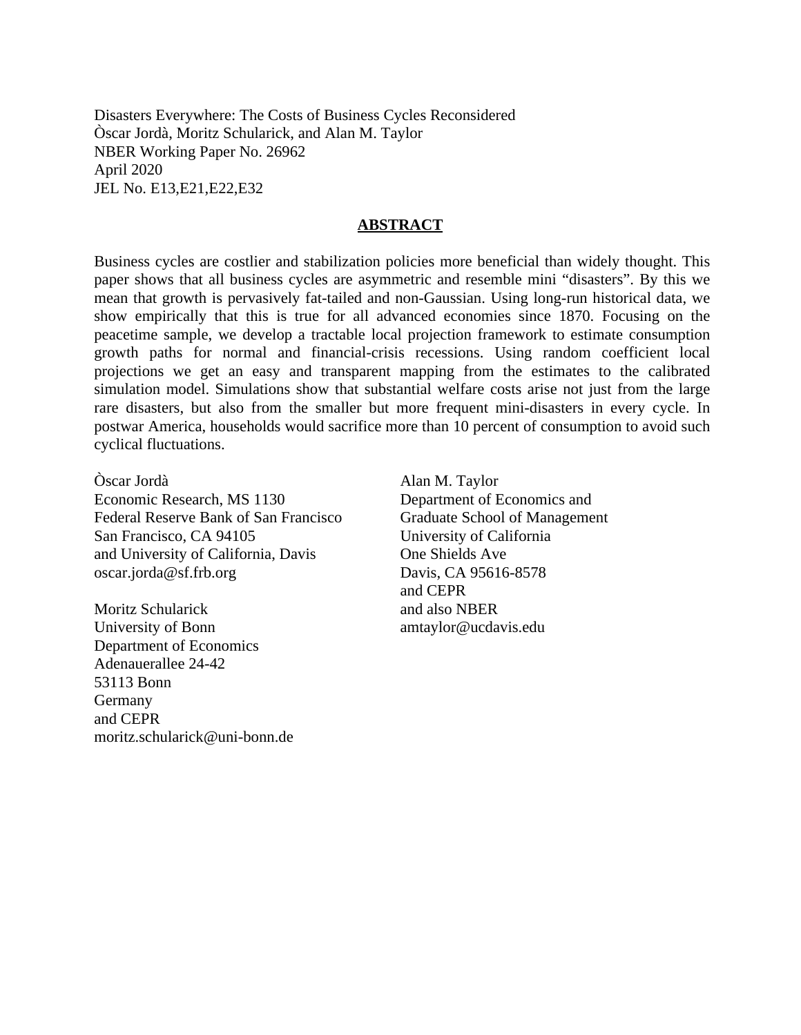Disasters Everywhere: The Costs of Business Cycles Reconsidered
Òscar Jordà, Moritz Schularick, and Alan M. Taylor
NBER Working Paper No. 26962
April 2020
JEL No. E13,E21,E22,E32

## ABSTRACT

Business cycles are costlier and stabilization policies more beneficial than widely thought. This paper shows that all business cycles are asymmetric and resemble mini "disasters". By this we mean that growth is pervasively fat-tailed and non-Gaussian. Using long-run historical data, we show empirically that this is true for all advanced economies since 1870. Focusing on the peacetime sample, we develop a tractable local projection framework to estimate consumption growth paths for normal and financial-crisis recessions. Using random coefficient local projections we get an easy and transparent mapping from the estimates to the calibrated simulation model. Simulations show that substantial welfare costs arise not just from the large rare disasters, but also from the smaller but more frequent mini-disasters in every cycle. In postwar America, households would sacrifice more than 10 percent of consumption to avoid such cyclical fluctuations.

Òscar Jordà
Economic Research, MS 1130
Federal Reserve Bank of San Francisco
San Francisco, CA 94105
and University of California, Davis
oscar.jorda@sf.frb.org

Moritz Schularick
University of Bonn
Department of Economics
Adenauerallee 24-42
53113 Bonn
Germany
and CEPR
moritz.schularick@uni-bonn.de

Alan M. Taylor
Department of Economics and
Graduate School of Management
University of California
One Shields Ave
Davis, CA 95616-8578
and CEPR
and also NBER
amtaylor@ucdavis.edu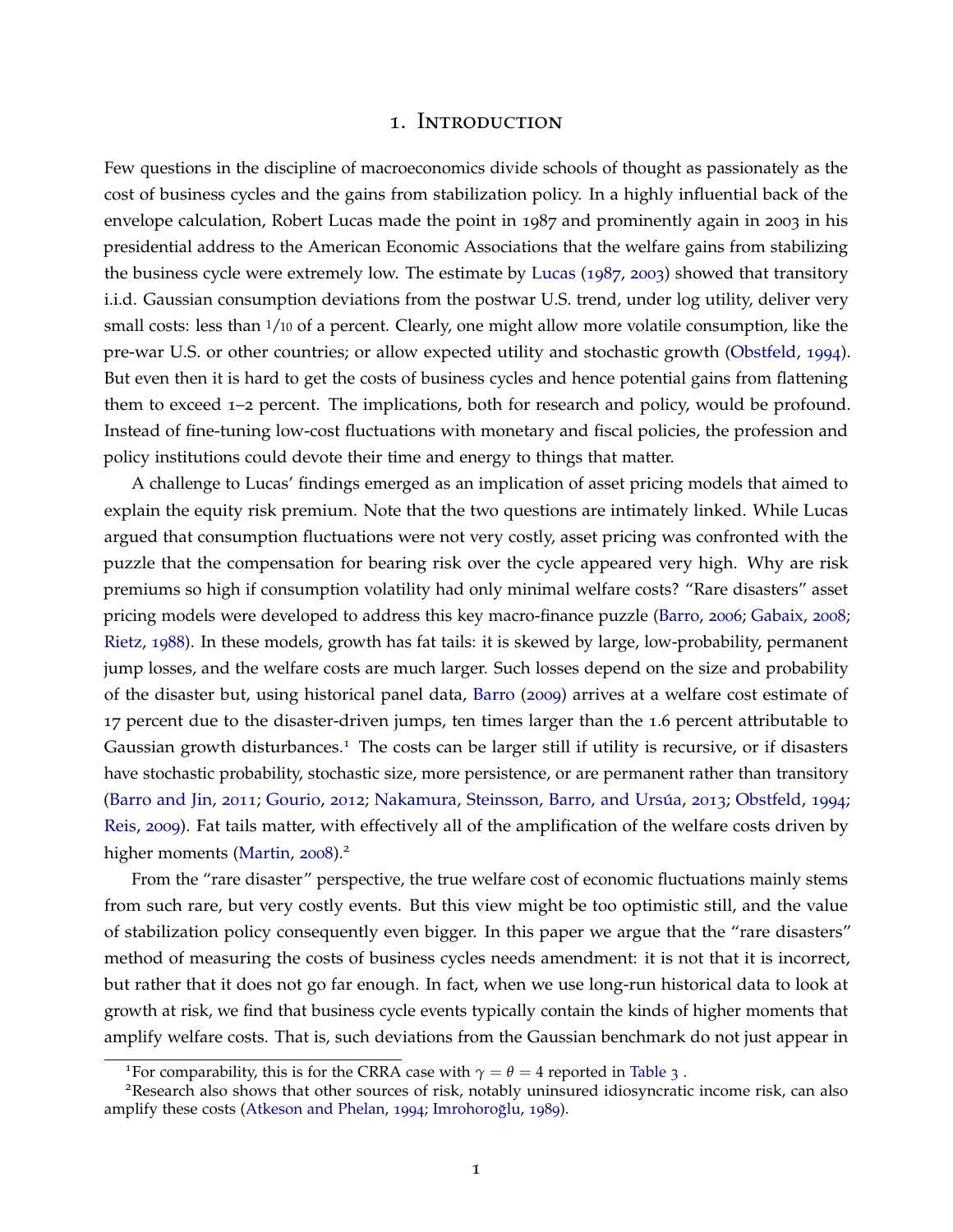# 1. Introduction

Few questions in the discipline of macroeconomics divide schools of thought as passionately as the cost of business cycles and the gains from stabilization policy. In a highly influential back of the envelope calculation, Robert Lucas made the point in 1987 and prominently again in 2003 in his presidential address to the American Economic Associations that the welfare gains from stabilizing the business cycle were extremely low. The estimate by Lucas (1987, 2003) showed that transitory i.i.d. Gaussian consumption deviations from the postwar U.S. trend, under log utility, deliver very small costs: less than 1/10 of a percent. Clearly, one might allow more volatile consumption, like the pre-war U.S. or other countries; or allow expected utility and stochastic growth (Obstfeld, 1994). But even then it is hard to get the costs of business cycles and hence potential gains from flattening them to exceed 1–2 percent. The implications, both for research and policy, would be profound. Instead of fine-tuning low-cost fluctuations with monetary and fiscal policies, the profession and policy institutions could devote their time and energy to things that matter.

A challenge to Lucas' findings emerged as an implication of asset pricing models that aimed to explain the equity risk premium. Note that the two questions are intimately linked. While Lucas argued that consumption fluctuations were not very costly, asset pricing was confronted with the puzzle that the compensation for bearing risk over the cycle appeared very high. Why are risk premiums so high if consumption volatility had only minimal welfare costs? "Rare disasters" asset pricing models were developed to address this key macro-finance puzzle (Barro, 2006; Gabaix, 2008; Rietz, 1988). In these models, growth has fat tails: it is skewed by large, low-probability, permanent jump losses, and the welfare costs are much larger. Such losses depend on the size and probability of the disaster but, using historical panel data, Barro (2009) arrives at a welfare cost estimate of 17 percent due to the disaster-driven jumps, ten times larger than the 1.6 percent attributable to Gaussian growth disturbances.[1] The costs can be larger still if utility is recursive, or if disasters have stochastic probability, stochastic size, more persistence, or are permanent rather than transitory (Barro and Jin, 2011; Gourio, 2012; Nakamura, Steinsson, Barro, and Ursúa, 2013; Obstfeld, 1994; Reis, 2009). Fat tails matter, with effectively all of the amplification of the welfare costs driven by higher moments (Martin, 2008).[2]

From the "rare disaster" perspective, the true welfare cost of economic fluctuations mainly stems from such rare, but very costly events. But this view might be too optimistic still, and the value of stabilization policy consequently even bigger. In this paper we argue that the "rare disasters" method of measuring the costs of business cycles needs amendment: it is not that it is incorrect, but rather that it does not go far enough. In fact, when we use long-run historical data to look at growth at risk, we find that business cycle events typically contain the kinds of higher moments that amplify welfare costs. That is, such deviations from the Gaussian benchmark do not just appear in

---

[1] For comparability, this is for the CRRA case with $\gamma = \theta = 4$ reported in Table 3 .

[2] Research also shows that other sources of risk, notably uninsured idiosyncratic income risk, can also amplify these costs (Atkeson and Phelan, 1994; Imrohoroğlu, 1989).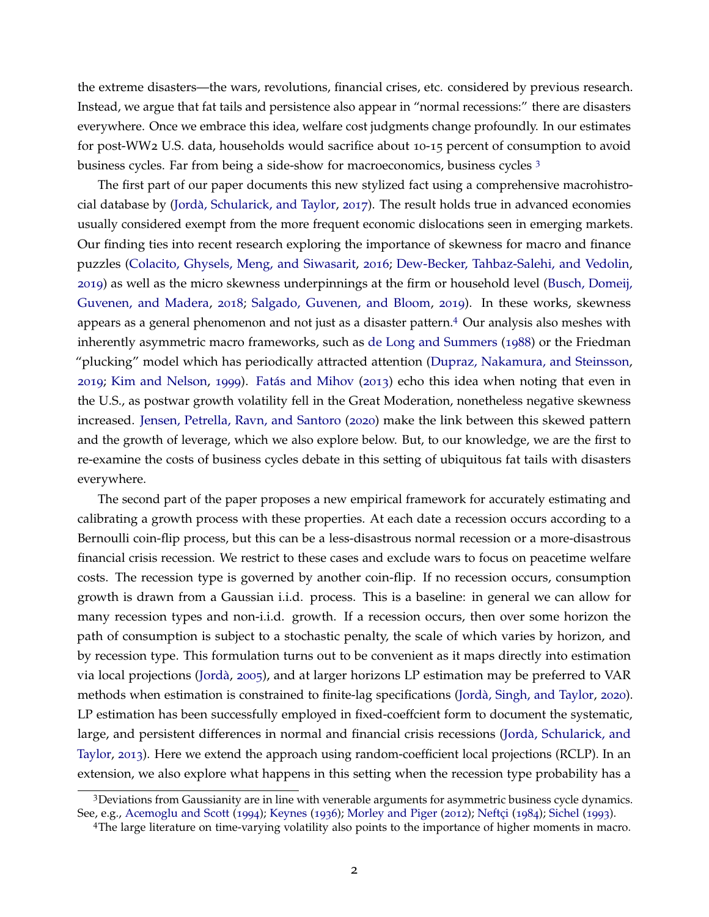the extreme disasters—the wars, revolutions, financial crises, etc. considered by previous research. Instead, we argue that fat tails and persistence also appear in "normal recessions:" there are disasters everywhere. Once we embrace this idea, welfare cost judgments change profoundly. In our estimates for post-WW2 U.S. data, households would sacrifice about 10-15 percent of consumption to avoid business cycles. Far from being a side-show for macroeconomics, business cycles [3]

The first part of our paper documents this new stylized fact using a comprehensive macrohistorical database by (Jordà, Schularick, and Taylor, 2017). The result holds true in advanced economies usually considered exempt from the more frequent economic dislocations seen in emerging markets. Our finding ties into recent research exploring the importance of skewness for macro and finance puzzles (Colacito, Ghysels, Meng, and Siwasarit, 2016; Dew-Becker, Tahbaz-Salehi, and Vedolin, 2019) as well as the micro skewness underpinnings at the firm or household level (Busch, Domeij, Guvenen, and Madera, 2018; Salgado, Guvenen, and Bloom, 2019). In these works, skewness appears as a general phenomenon and not just as a disaster pattern.[4] Our analysis also meshes with inherently asymmetric macro frameworks, such as de Long and Summers (1988) or the Friedman "plucking" model which has periodically attracted attention (Dupraz, Nakamura, and Steinsson, 2019; Kim and Nelson, 1999). Fatás and Mihov (2013) echo this idea when noting that even in the U.S., as postwar growth volatility fell in the Great Moderation, nonetheless negative skewness increased. Jensen, Petrella, Ravn, and Santoro (2020) make the link between this skewed pattern and the growth of leverage, which we also explore below. But, to our knowledge, we are the first to re-examine the costs of business cycles debate in this setting of ubiquitous fat tails with disasters everywhere.

The second part of the paper proposes a new empirical framework for accurately estimating and calibrating a growth process with these properties. At each date a recession occurs according to a Bernoulli coin-flip process, but this can be a less-disastrous normal recession or a more-disastrous financial crisis recession. We restrict to these cases and exclude wars to focus on peacetime welfare costs. The recession type is governed by another coin-flip. If no recession occurs, consumption growth is drawn from a Gaussian i.i.d. process. This is a baseline: in general we can allow for many recession types and non-i.i.d. growth. If a recession occurs, then over some horizon the path of consumption is subject to a stochastic penalty, the scale of which varies by horizon, and by recession type. This formulation turns out to be convenient as it maps directly into estimation via local projections (Jordà, 2005), and at larger horizons LP estimation may be preferred to VAR methods when estimation is constrained to finite-lag specifications (Jordà, Singh, and Taylor, 2020). LP estimation has been successfully employed in fixed-coeffcient form to document the systematic, large, and persistent differences in normal and financial crisis recessions (Jordà, Schularick, and Taylor, 2013). Here we extend the approach using random-coefficient local projections (RCLP). In an extension, we also explore what happens in this setting when the recession type probability has a

[3] Deviations from Gaussianity are in line with venerable arguments for asymmetric business cycle dynamics. See, e.g., Acemoglu and Scott (1994); Keynes (1936); Morley and Piger (2012); Neftçi (1984); Sichel (1993).

[4] The large literature on time-varying volatility also points to the importance of higher moments in macro.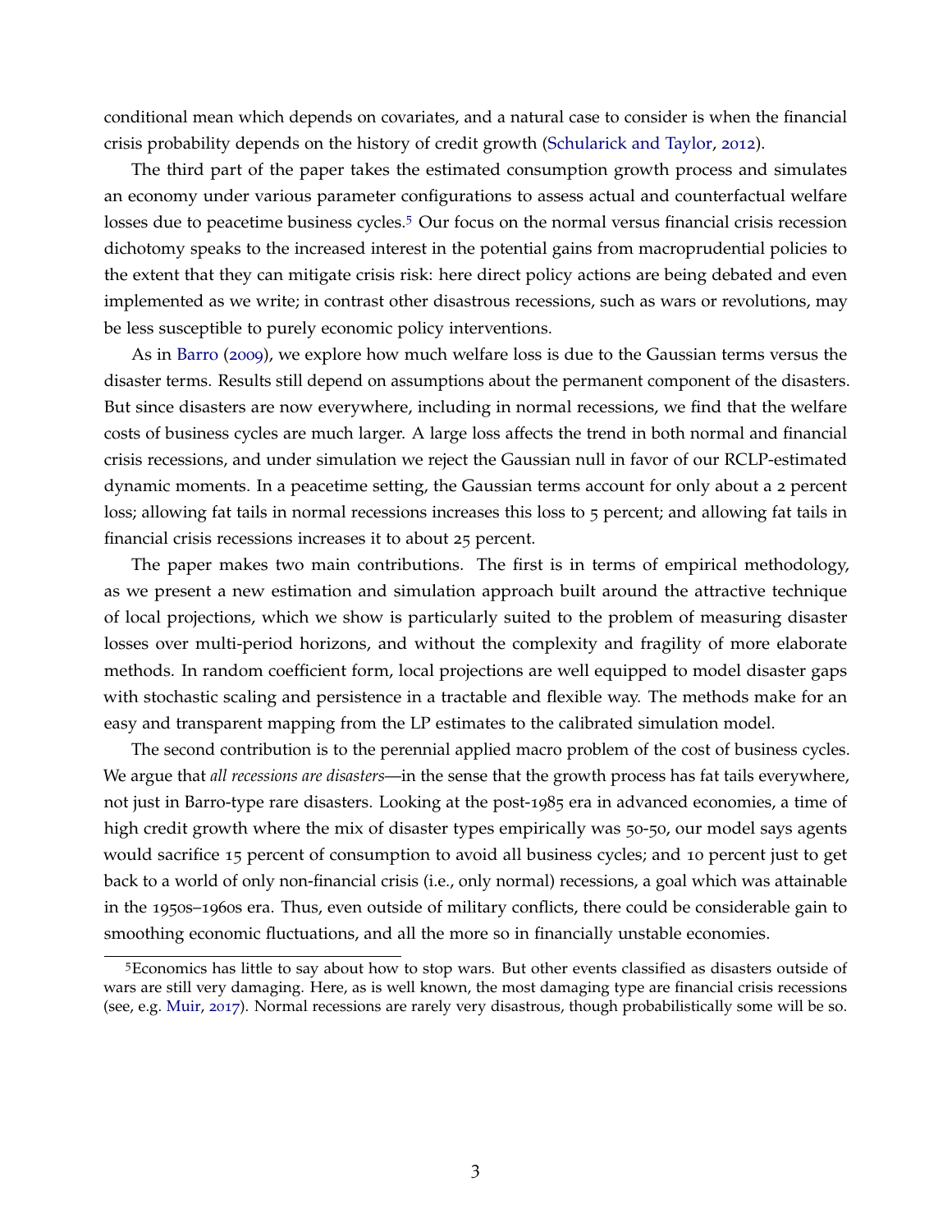conditional mean which depends on covariates, and a natural case to consider is when the financial crisis probability depends on the history of credit growth (Schularick and Taylor, 2012).

The third part of the paper takes the estimated consumption growth process and simulates an economy under various parameter configurations to assess actual and counterfactual welfare losses due to peacetime business cycles.[5] Our focus on the normal versus financial crisis recession dichotomy speaks to the increased interest in the potential gains from macroprudential policies to the extent that they can mitigate crisis risk: here direct policy actions are being debated and even implemented as we write; in contrast other disastrous recessions, such as wars or revolutions, may be less susceptible to purely economic policy interventions.

As in Barro (2009), we explore how much welfare loss is due to the Gaussian terms versus the disaster terms. Results still depend on assumptions about the permanent component of the disasters. But since disasters are now everywhere, including in normal recessions, we find that the welfare costs of business cycles are much larger. A large loss affects the trend in both normal and financial crisis recessions, and under simulation we reject the Gaussian null in favor of our RCLP-estimated dynamic moments. In a peacetime setting, the Gaussian terms account for only about a 2 percent loss; allowing fat tails in normal recessions increases this loss to 5 percent; and allowing fat tails in financial crisis recessions increases it to about 25 percent.

The paper makes two main contributions. The first is in terms of empirical methodology, as we present a new estimation and simulation approach built around the attractive technique of local projections, which we show is particularly suited to the problem of measuring disaster losses over multi-period horizons, and without the complexity and fragility of more elaborate methods. In random coefficient form, local projections are well equipped to model disaster gaps with stochastic scaling and persistence in a tractable and flexible way. The methods make for an easy and transparent mapping from the LP estimates to the calibrated simulation model.

The second contribution is to the perennial applied macro problem of the cost of business cycles. We argue that *all recessions are disasters*—in the sense that the growth process has fat tails everywhere, not just in Barro-type rare disasters. Looking at the post-1985 era in advanced economies, a time of high credit growth where the mix of disaster types empirically was 50-50, our model says agents would sacrifice 15 percent of consumption to avoid all business cycles; and 10 percent just to get back to a world of only non-financial crisis (i.e., only normal) recessions, a goal which was attainable in the 1950s–1960s era. Thus, even outside of military conflicts, there could be considerable gain to smoothing economic fluctuations, and all the more so in financially unstable economies.

[5] Economics has little to say about how to stop wars. But other events classified as disasters outside of wars are still very damaging. Here, as is well known, the most damaging type are financial crisis recessions (see, e.g. Muir, 2017). Normal recessions are rarely very disastrous, though probabilistically some will be so.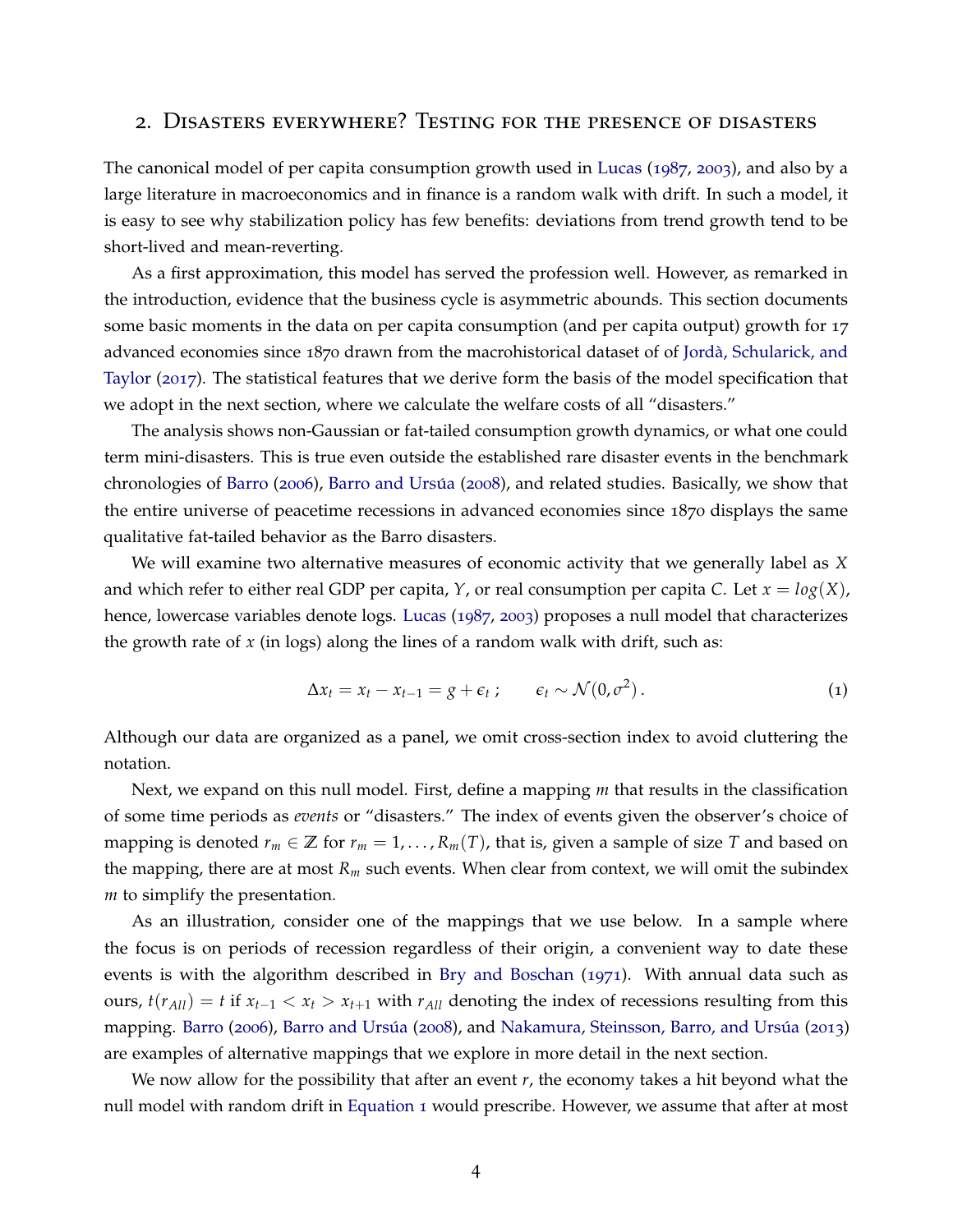## 2. Disasters everywhere? Testing for the presence of disasters

The canonical model of per capita consumption growth used in Lucas (1987, 2003), and also by a large literature in macroeconomics and in finance is a random walk with drift. In such a model, it is easy to see why stabilization policy has few benefits: deviations from trend growth tend to be short-lived and mean-reverting.

As a first approximation, this model has served the profession well. However, as remarked in the introduction, evidence that the business cycle is asymmetric abounds. This section documents some basic moments in the data on per capita consumption (and per capita output) growth for 17 advanced economies since 1870 drawn from the macrohistorical dataset of of Jordà, Schularick, and Taylor (2017). The statistical features that we derive form the basis of the model specification that we adopt in the next section, where we calculate the welfare costs of all "disasters."

The analysis shows non-Gaussian or fat-tailed consumption growth dynamics, or what one could term mini-disasters. This is true even outside the established rare disaster events in the benchmark chronologies of Barro (2006), Barro and Ursúa (2008), and related studies. Basically, we show that the entire universe of peacetime recessions in advanced economies since 1870 displays the same qualitative fat-tailed behavior as the Barro disasters.

We will examine two alternative measures of economic activity that we generally label as $X$ and which refer to either real GDP per capita, $Y$, or real consumption per capita $C$. Let $x = log(X)$, hence, lowercase variables denote logs. Lucas (1987, 2003) proposes a null model that characterizes the growth rate of $x$ (in logs) along the lines of a random walk with drift, such as:

$$\Delta x_t = x_t - x_{t-1} = g + \epsilon_t \, ; \qquad \epsilon_t \sim \mathcal{N}(0, \sigma^2) \, . \tag{1}$$

Although our data are organized as a panel, we omit cross-section index to avoid cluttering the notation.

Next, we expand on this null model. First, define a mapping $m$ that results in the classification of some time periods as *events* or "disasters." The index of events given the observer's choice of mapping is denoted $r_m \in \mathbb{Z}$ for $r_m = 1, \ldots, R_m(T)$, that is, given a sample of size $T$ and based on the mapping, there are at most $R_m$ such events. When clear from context, we will omit the subindex $m$ to simplify the presentation.

As an illustration, consider one of the mappings that we use below. In a sample where the focus is on periods of recession regardless of their origin, a convenient way to date these events is with the algorithm described in Bry and Boschan (1971). With annual data such as ours, $t(r_{All}) = t$ if $x_{t-1} < x_t > x_{t+1}$ with $r_{All}$ denoting the index of recessions resulting from this mapping. Barro (2006), Barro and Ursúa (2008), and Nakamura, Steinsson, Barro, and Ursúa (2013) are examples of alternative mappings that we explore in more detail in the next section.

We now allow for the possibility that after an event $r$, the economy takes a hit beyond what the null model with random drift in Equation 1 would prescribe. However, we assume that after at most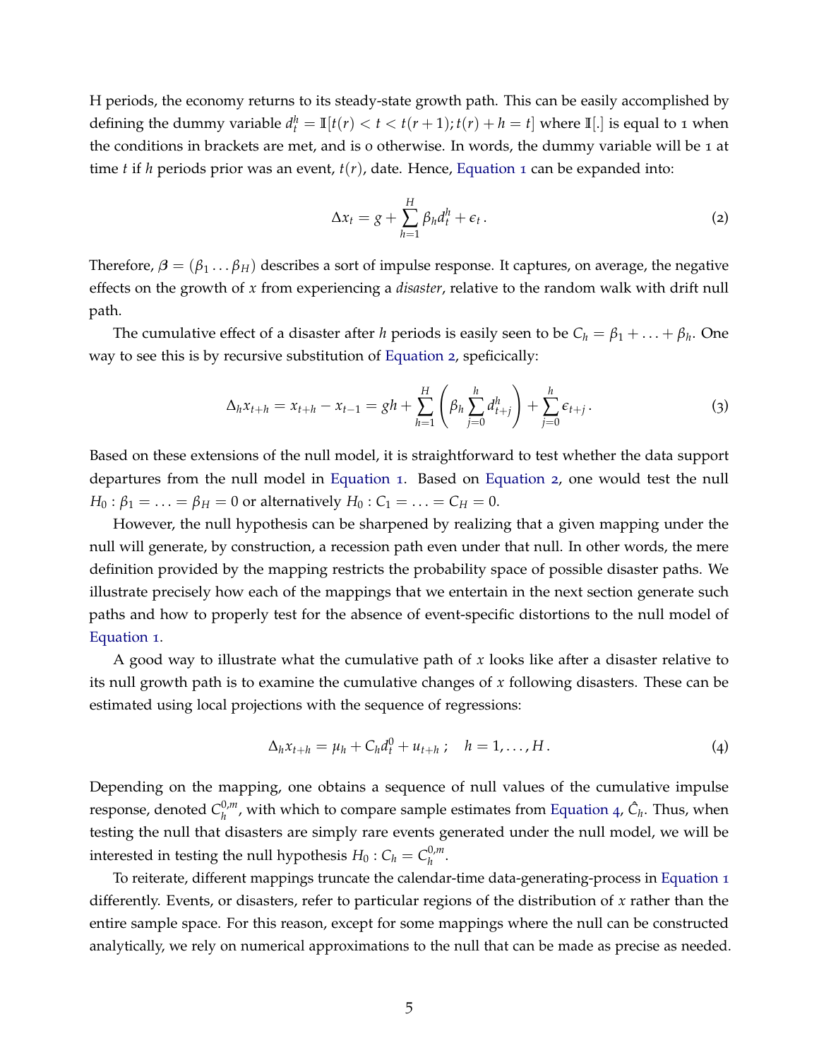H periods, the economy returns to its steady-state growth path. This can be easily accomplished by defining the dummy variable $d_t^h = \mathbb{I}[t(r) < t < t(r+1); t(r) + h = t]$ where $\mathbb{I}[.]$ is equal to 1 when the conditions in brackets are met, and is 0 otherwise. In words, the dummy variable will be 1 at time $t$ if $h$ periods prior was an event, $t(r)$, date. Hence, Equation 1 can be expanded into:

$$\Delta x_t = g + \sum_{h=1}^{H} \beta_h d_t^h + \epsilon_t \,. \tag{2}$$

Therefore, $\boldsymbol{\beta} = (\beta_1 \ldots \beta_H)$ describes a sort of impulse response. It captures, on average, the negative effects on the growth of $x$ from experiencing a *disaster*, relative to the random walk with drift null path.

The cumulative effect of a disaster after $h$ periods is easily seen to be $C_h = \beta_1 + \ldots + \beta_h$. One way to see this is by recursive substitution of Equation 2, speficically:

$$\Delta_h x_{t+h} = x_{t+h} - x_{t-1} = gh + \sum_{h=1}^{H} \left( \beta_h \sum_{j=0}^{h} d_{t+j}^h \right) + \sum_{j=0}^{h} \epsilon_{t+j} \,. \tag{3}$$

Based on these extensions of the null model, it is straightforward to test whether the data support departures from the null model in Equation 1. Based on Equation 2, one would test the null $H_0 : \beta_1 = \ldots = \beta_H = 0$ or alternatively $H_0 : C_1 = \ldots = C_H = 0$.

However, the null hypothesis can be sharpened by realizing that a given mapping under the null will generate, by construction, a recession path even under that null. In other words, the mere definition provided by the mapping restricts the probability space of possible disaster paths. We illustrate precisely how each of the mappings that we entertain in the next section generate such paths and how to properly test for the absence of event-specific distortions to the null model of Equation 1.

A good way to illustrate what the cumulative path of $x$ looks like after a disaster relative to its null growth path is to examine the cumulative changes of $x$ following disasters. These can be estimated using local projections with the sequence of regressions:

$$\Delta_h x_{t+h} = \mu_h + C_h d_t^0 + u_{t+h} \,; \quad h = 1, \ldots, H \,. \tag{4}$$

Depending on the mapping, one obtains a sequence of null values of the cumulative impulse response, denoted $C_h^{0,m}$, with which to compare sample estimates from Equation 4, $\hat{C}_h$. Thus, when testing the null that disasters are simply rare events generated under the null model, we will be interested in testing the null hypothesis $H_0 : C_h = C_h^{0,m}$.

To reiterate, different mappings truncate the calendar-time data-generating-process in Equation 1 differently. Events, or disasters, refer to particular regions of the distribution of $x$ rather than the entire sample space. For this reason, except for some mappings where the null can be constructed analytically, we rely on numerical approximations to the null that can be made as precise as needed.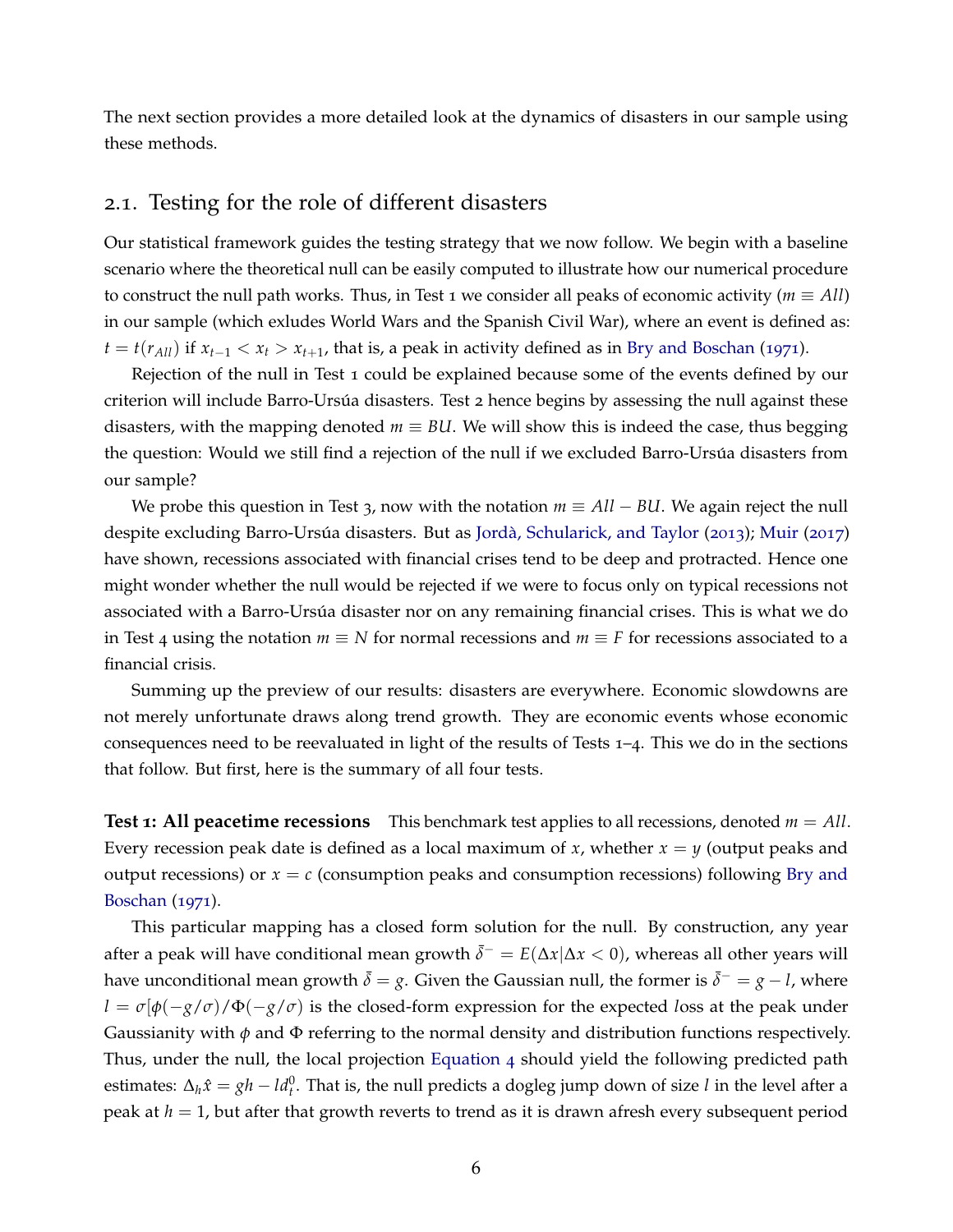The next section provides a more detailed look at the dynamics of disasters in our sample using these methods.

## 2.1. Testing for the role of different disasters

Our statistical framework guides the testing strategy that we now follow. We begin with a baseline scenario where the theoretical null can be easily computed to illustrate how our numerical procedure to construct the null path works. Thus, in Test 1 we consider all peaks of economic activity ($m \equiv All$) in our sample (which exludes World Wars and the Spanish Civil War), where an event is defined as: $t = t(r_{All})$ if $x_{t-1} < x_t > x_{t+1}$, that is, a peak in activity defined as in Bry and Boschan (1971).

Rejection of the null in Test 1 could be explained because some of the events defined by our criterion will include Barro-Ursúa disasters. Test 2 hence begins by assessing the null against these disasters, with the mapping denoted $m \equiv BU$. We will show this is indeed the case, thus begging the question: Would we still find a rejection of the null if we excluded Barro-Ursúa disasters from our sample?

We probe this question in Test 3, now with the notation $m \equiv All - BU$. We again reject the null despite excluding Barro-Ursúa disasters. But as Jordà, Schularick, and Taylor (2013); Muir (2017) have shown, recessions associated with financial crises tend to be deep and protracted. Hence one might wonder whether the null would be rejected if we were to focus only on typical recessions not associated with a Barro-Ursúa disaster nor on any remaining financial crises. This is what we do in Test 4 using the notation $m \equiv N$ for normal recessions and $m \equiv F$ for recessions associated to a financial crisis.

Summing up the preview of our results: disasters are everywhere. Economic slowdowns are not merely unfortunate draws along trend growth. They are economic events whose economic consequences need to be reevaluated in light of the results of Tests 1–4. This we do in the sections that follow. But first, here is the summary of all four tests.

**Test 1: All peacetime recessions** This benchmark test applies to all recessions, denoted $m = All$. Every recession peak date is defined as a local maximum of $x$, whether $x = y$ (output peaks and output recessions) or $x = c$ (consumption peaks and consumption recessions) following Bry and Boschan (1971).

This particular mapping has a closed form solution for the null. By construction, any year after a peak will have conditional mean growth $\bar{\delta}^- = E(\Delta x | \Delta x < 0)$, whereas all other years will have unconditional mean growth $\bar{\delta} = g$. Given the Gaussian null, the former is $\bar{\delta}^- = g - l$, where $l = \sigma[\phi(-g/\sigma)/\Phi(-g/\sigma)$ is the closed-form expression for the expected $l$oss at the peak under Gaussianity with $\phi$ and $\Phi$ referring to the normal density and distribution functions respectively. Thus, under the null, the local projection Equation 4 should yield the following predicted path estimates: $\Delta_h \hat{x} = gh - ld_t^0$. That is, the null predicts a dogleg jump down of size $l$ in the level after a peak at $h = 1$, but after that growth reverts to trend as it is drawn afresh every subsequent period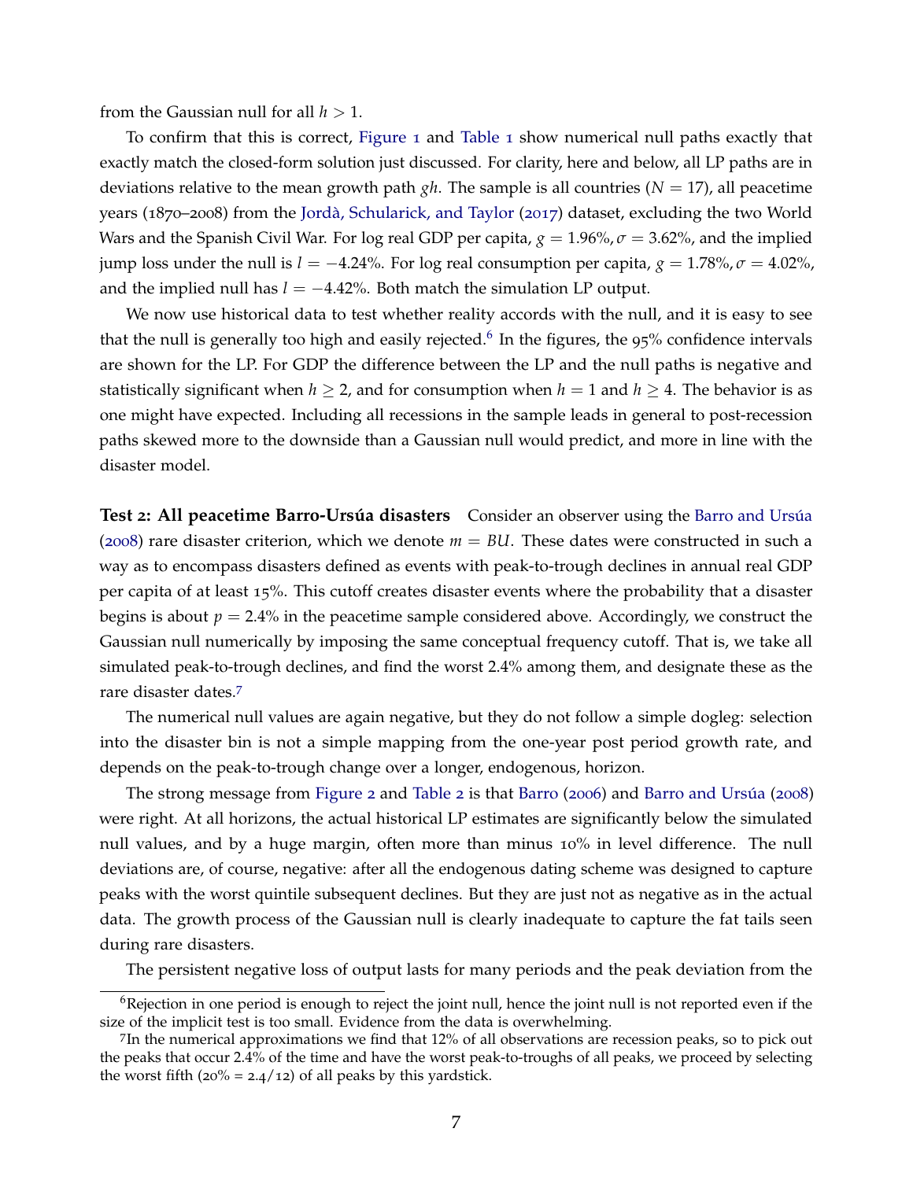from the Gaussian null for all $h > 1$.

To confirm that this is correct, Figure 1 and Table 1 show numerical null paths exactly that exactly match the closed-form solution just discussed. For clarity, here and below, all LP paths are in deviations relative to the mean growth path $gh$. The sample is all countries ($N = 17$), all peacetime years (1870–2008) from the Jordà, Schularick, and Taylor (2017) dataset, excluding the two World Wars and the Spanish Civil War. For log real GDP per capita, $g = 1.96\%, \sigma = 3.62\%$, and the implied jump loss under the null is $l = -4.24\%$. For log real consumption per capita, $g = 1.78\%, \sigma = 4.02\%$, and the implied null has $l = -4.42\%$. Both match the simulation LP output.

We now use historical data to test whether reality accords with the null, and it is easy to see that the null is generally too high and easily rejected.[6] In the figures, the 95% confidence intervals are shown for the LP. For GDP the difference between the LP and the null paths is negative and statistically significant when $h \geq 2$, and for consumption when $h = 1$ and $h \geq 4$. The behavior is as one might have expected. Including all recessions in the sample leads in general to post-recession paths skewed more to the downside than a Gaussian null would predict, and more in line with the disaster model.

**Test 2: All peacetime Barro-Ursúa disasters** Consider an observer using the Barro and Ursúa (2008) rare disaster criterion, which we denote $m = BU$. These dates were constructed in such a way as to encompass disasters defined as events with peak-to-trough declines in annual real GDP per capita of at least 15%. This cutoff creates disaster events where the probability that a disaster begins is about $p = 2.4\%$ in the peacetime sample considered above. Accordingly, we construct the Gaussian null numerically by imposing the same conceptual frequency cutoff. That is, we take all simulated peak-to-trough declines, and find the worst 2.4% among them, and designate these as the rare disaster dates.[7]

The numerical null values are again negative, but they do not follow a simple dogleg: selection into the disaster bin is not a simple mapping from the one-year post period growth rate, and depends on the peak-to-trough change over a longer, endogenous, horizon.

The strong message from Figure 2 and Table 2 is that Barro (2006) and Barro and Ursúa (2008) were right. At all horizons, the actual historical LP estimates are significantly below the simulated null values, and by a huge margin, often more than minus 10% in level difference. The null deviations are, of course, negative: after all the endogenous dating scheme was designed to capture peaks with the worst quintile subsequent declines. But they are just not as negative as in the actual data. The growth process of the Gaussian null is clearly inadequate to capture the fat tails seen during rare disasters.

The persistent negative loss of output lasts for many periods and the peak deviation from the

---

[6] Rejection in one period is enough to reject the joint null, hence the joint null is not reported even if the size of the implicit test is too small. Evidence from the data is overwhelming.

[7] In the numerical approximations we find that 12% of all observations are recession peaks, so to pick out the peaks that occur 2.4% of the time and have the worst peak-to-troughs of all peaks, we proceed by selecting the worst fifth (20% = 2.4/12) of all peaks by this yardstick.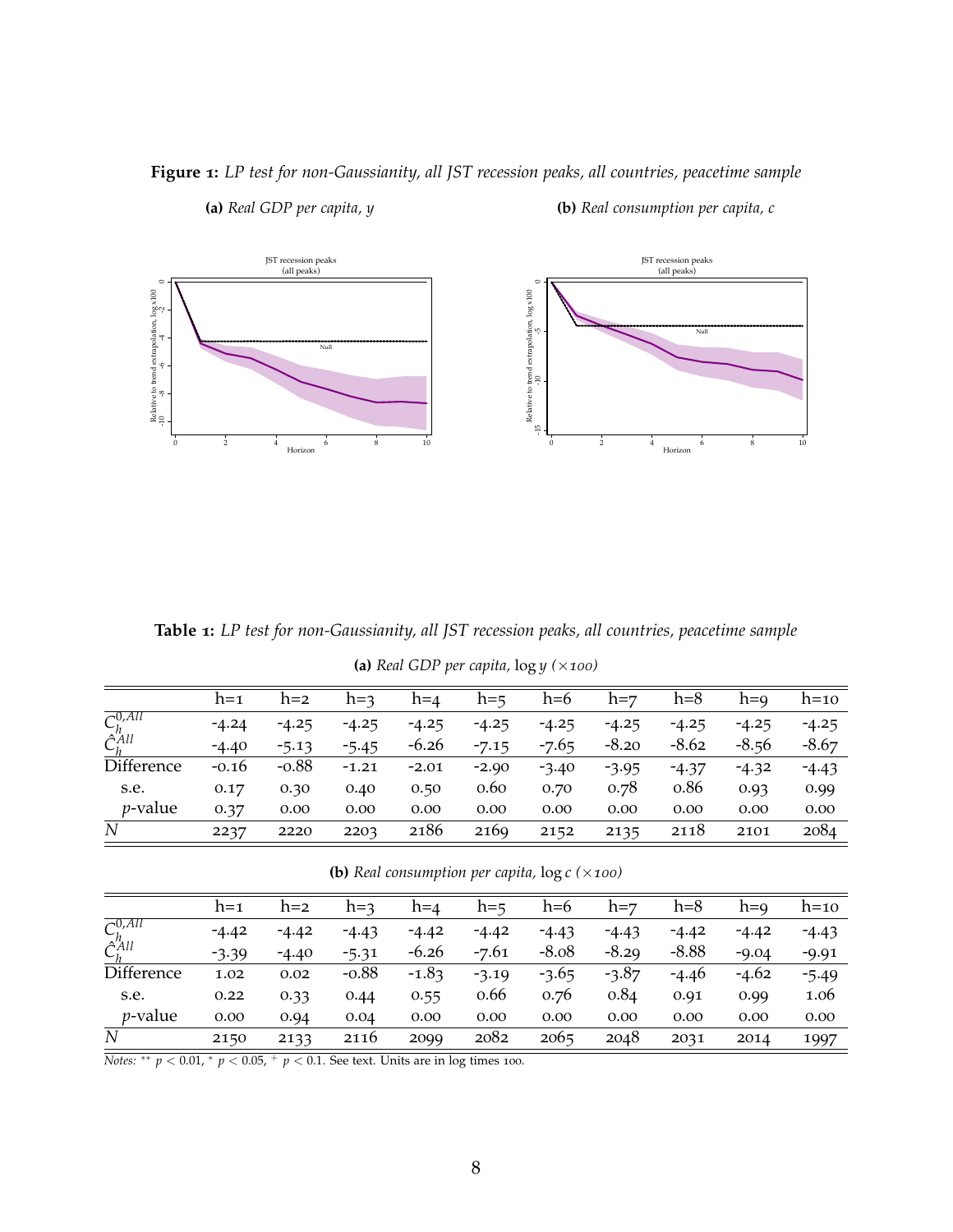**Figure 1:** *LP test for non-Gaussianity, all JST recession peaks, all countries, peacetime sample*

**(a)** *Real GDP per capita, y* **(b)** *Real consumption per capita, c*

**Table 1:** *LP test for non-Gaussianity, all JST recession peaks, all countries, peacetime sample*

**(a)** *Real GDP per capita,* $\log y$ *(×100)*

| | h=1 | h=2 | h=3 | h=4 | h=5 | h=6 | h=7 | h=8 | h=9 | h=10 |
|---|---|---|---|---|---|---|---|---|---|---|
| $\overline{C}_h^{0,All}$ | -4.24 | -4.25 | -4.25 | -4.25 | -4.25 | -4.25 | -4.25 | -4.25 | -4.25 | -4.25 |
| $\hat{C}_h^{All}$ | -4.40 | -5.13 | -5.45 | -6.26 | -7.15 | -7.65 | -8.20 | -8.62 | -8.56 | -8.67 |
| Difference | -0.16 | -0.88 | -1.21 | -2.01 | -2.90 | -3.40 | -3.95 | -4.37 | -4.32 | -4.43 |
| s.e. | 0.17 | 0.30 | 0.40 | 0.50 | 0.60 | 0.70 | 0.78 | 0.86 | 0.93 | 0.99 |
| $p$-value | 0.37 | 0.00 | 0.00 | 0.00 | 0.00 | 0.00 | 0.00 | 0.00 | 0.00 | 0.00 |
| $N$ | 2237 | 2220 | 2203 | 2186 | 2169 | 2152 | 2135 | 2118 | 2101 | 2084 |

**(b)** *Real consumption per capita,* $\log c$ *(×100)*

| | h=1 | h=2 | h=3 | h=4 | h=5 | h=6 | h=7 | h=8 | h=9 | h=10 |
|---|---|---|---|---|---|---|---|---|---|---|
| $\overline{C}_h^{0,All}$ | -4.42 | -4.42 | -4.43 | -4.42 | -4.42 | -4.43 | -4.43 | -4.42 | -4.42 | -4.43 |
| $\hat{C}_h^{All}$ | -3.39 | -4.40 | -5.31 | -6.26 | -7.61 | -8.08 | -8.29 | -8.88 | -9.04 | -9.91 |
| Difference | 1.02 | 0.02 | -0.88 | -1.83 | -3.19 | -3.65 | -3.87 | -4.46 | -4.62 | -5.49 |
| s.e. | 0.22 | 0.33 | 0.44 | 0.55 | 0.66 | 0.76 | 0.84 | 0.91 | 0.99 | 1.06 |
| $p$-value | 0.00 | 0.94 | 0.04 | 0.00 | 0.00 | 0.00 | 0.00 | 0.00 | 0.00 | 0.00 |
| $N$ | 2150 | 2133 | 2116 | 2099 | 2082 | 2065 | 2048 | 2031 | 2014 | 1997 |

*Notes:* $^{**}$ $p < 0.01$, $^{*}$ $p < 0.05$, $^{+}$ $p < 0.1$. See text. Units are in log times 100.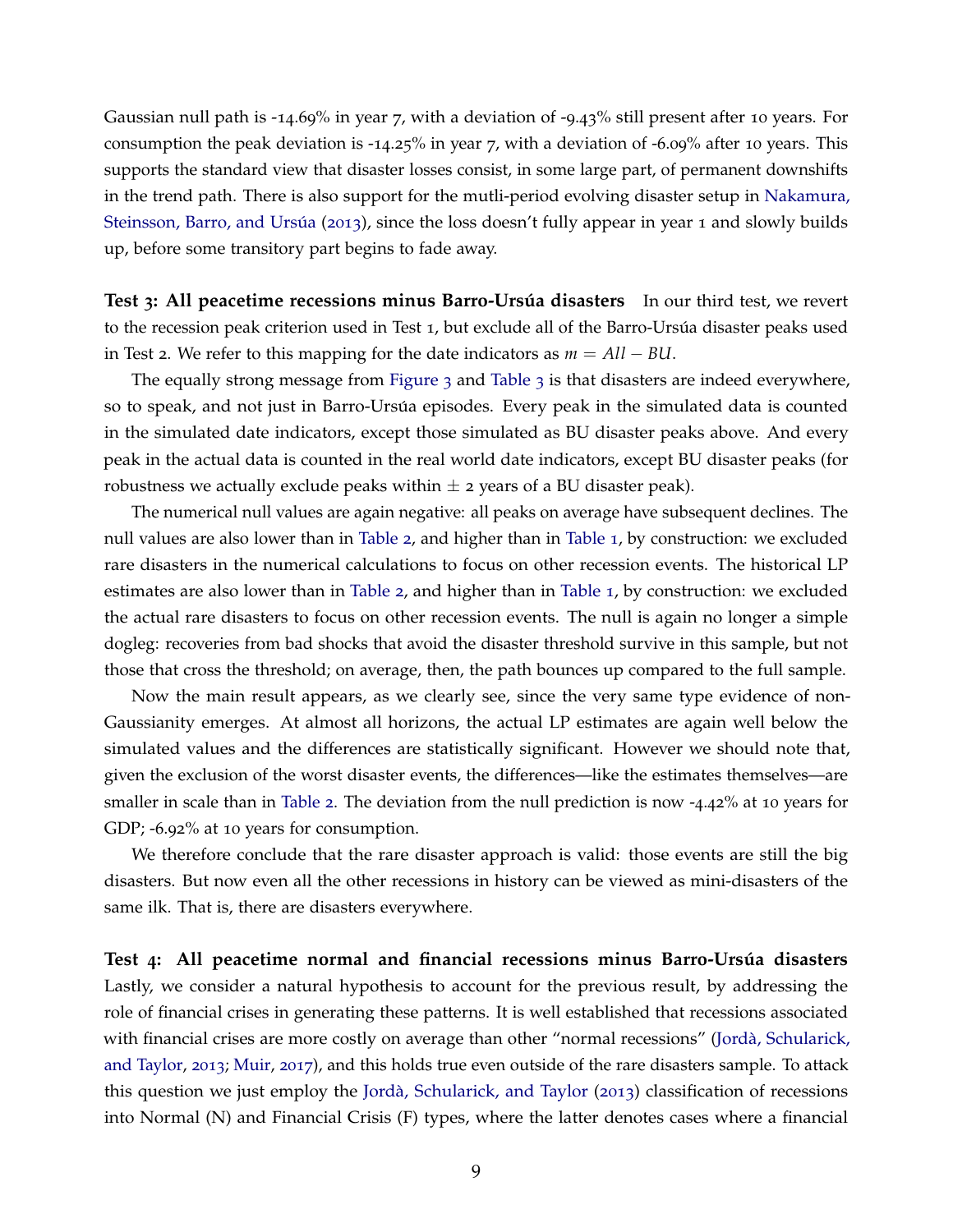Gaussian null path is -14.69% in year 7, with a deviation of -9.43% still present after 10 years. For consumption the peak deviation is -14.25% in year 7, with a deviation of -6.09% after 10 years. This supports the standard view that disaster losses consist, in some large part, of permanent downshifts in the trend path. There is also support for the mutli-period evolving disaster setup in Nakamura, Steinsson, Barro, and Ursúa (2013), since the loss doesn't fully appear in year 1 and slowly builds up, before some transitory part begins to fade away.

**Test 3: All peacetime recessions minus Barro-Ursúa disasters** In our third test, we revert to the recession peak criterion used in Test 1, but exclude all of the Barro-Ursúa disaster peaks used in Test 2. We refer to this mapping for the date indicators as $m = All - BU$.

The equally strong message from Figure 3 and Table 3 is that disasters are indeed everywhere, so to speak, and not just in Barro-Ursúa episodes. Every peak in the simulated data is counted in the simulated date indicators, except those simulated as BU disaster peaks above. And every peak in the actual data is counted in the real world date indicators, except BU disaster peaks (for robustness we actually exclude peaks within $\pm$ 2 years of a BU disaster peak).

The numerical null values are again negative: all peaks on average have subsequent declines. The null values are also lower than in Table 2, and higher than in Table 1, by construction: we excluded rare disasters in the numerical calculations to focus on other recession events. The historical LP estimates are also lower than in Table 2, and higher than in Table 1, by construction: we excluded the actual rare disasters to focus on other recession events. The null is again no longer a simple dogleg: recoveries from bad shocks that avoid the disaster threshold survive in this sample, but not those that cross the threshold; on average, then, the path bounces up compared to the full sample.

Now the main result appears, as we clearly see, since the very same type evidence of non-Gaussianity emerges. At almost all horizons, the actual LP estimates are again well below the simulated values and the differences are statistically significant. However we should note that, given the exclusion of the worst disaster events, the differences—like the estimates themselves—are smaller in scale than in Table 2. The deviation from the null prediction is now -4.42% at 10 years for GDP; -6.92% at 10 years for consumption.

We therefore conclude that the rare disaster approach is valid: those events are still the big disasters. But now even all the other recessions in history can be viewed as mini-disasters of the same ilk. That is, there are disasters everywhere.

**Test 4: All peacetime normal and financial recessions minus Barro-Ursúa disasters** Lastly, we consider a natural hypothesis to account for the previous result, by addressing the role of financial crises in generating these patterns. It is well established that recessions associated with financial crises are more costly on average than other "normal recessions" (Jordà, Schularick, and Taylor, 2013; Muir, 2017), and this holds true even outside of the rare disasters sample. To attack this question we just employ the Jordà, Schularick, and Taylor (2013) classification of recessions into Normal (N) and Financial Crisis (F) types, where the latter denotes cases where a financial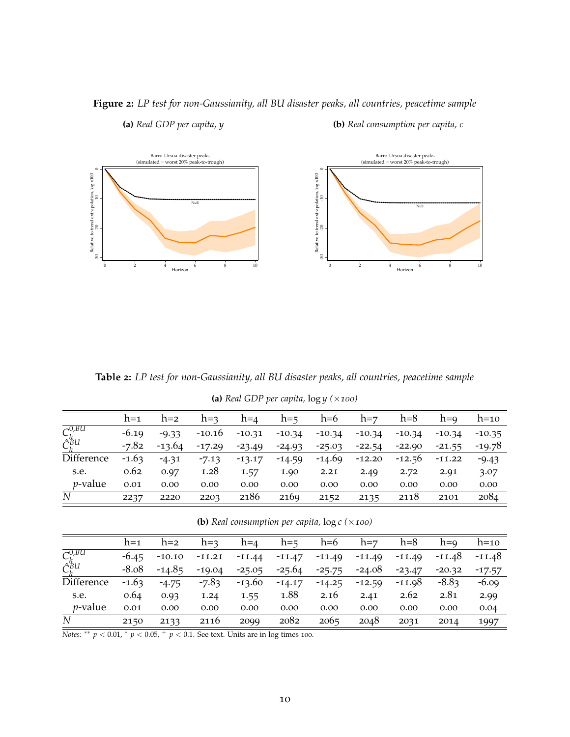**Figure 2:** *LP test for non-Gaussianity, all BU disaster peaks, all countries, peacetime sample*

**(a)** *Real GDP per capita, y*

**(b)** *Real consumption per capita, c*

**Table 2:** *LP test for non-Gaussianity, all BU disaster peaks, all countries, peacetime sample*

**(a)** *Real GDP per capita,* $\log y$ *(×100)*

| | h=1 | h=2 | h=3 | h=4 | h=5 | h=6 | h=7 | h=8 | h=9 | h=10 |
|---|---|---|---|---|---|---|---|---|---|---|
| $C_h^{0,BU}$ | -6.19 | -9.33 | -10.16 | -10.31 | -10.34 | -10.34 | -10.34 | -10.34 | -10.34 | -10.35 |
| $\hat{C}_h^{BU}$ | -7.82 | -13.64 | -17.29 | -23.49 | -24.93 | -25.03 | -22.54 | -22.90 | -21.55 | -19.78 |
| Difference | -1.63 | -4.31 | -7.13 | -13.17 | -14.59 | -14.69 | -12.20 | -12.56 | -11.22 | -9.43 |
| s.e. | 0.62 | 0.97 | 1.28 | 1.57 | 1.90 | 2.21 | 2.49 | 2.72 | 2.91 | 3.07 |
| $p$-value | 0.01 | 0.00 | 0.00 | 0.00 | 0.00 | 0.00 | 0.00 | 0.00 | 0.00 | 0.00 |
| $N$ | 2237 | 2220 | 2203 | 2186 | 2169 | 2152 | 2135 | 2118 | 2101 | 2084 |

**(b)** *Real consumption per capita,* $\log c$ *(×100)*

| | h=1 | h=2 | h=3 | h=4 | h=5 | h=6 | h=7 | h=8 | h=9 | h=10 |
|---|---|---|---|---|---|---|---|---|---|---|
| $C_h^{0,BU}$ | -6.45 | -10.10 | -11.21 | -11.44 | -11.47 | -11.49 | -11.49 | -11.49 | -11.48 | -11.48 |
| $\hat{C}_h^{BU}$ | -8.08 | -14.85 | -19.04 | -25.05 | -25.64 | -25.75 | -24.08 | -23.47 | -20.32 | -17.57 |
| Difference | -1.63 | -4.75 | -7.83 | -13.60 | -14.17 | -14.25 | -12.59 | -11.98 | -8.83 | -6.09 |
| s.e. | 0.64 | 0.93 | 1.24 | 1.55 | 1.88 | 2.16 | 2.41 | 2.62 | 2.81 | 2.99 |
| $p$-value | 0.01 | 0.00 | 0.00 | 0.00 | 0.00 | 0.00 | 0.00 | 0.00 | 0.00 | 0.04 |
| $N$ | 2150 | 2133 | 2116 | 2099 | 2082 | 2065 | 2048 | 2031 | 2014 | 1997 |

*Notes:* ** $p < 0.01$, * $p < 0.05$, + $p < 0.1$. See text. Units are in log times 100.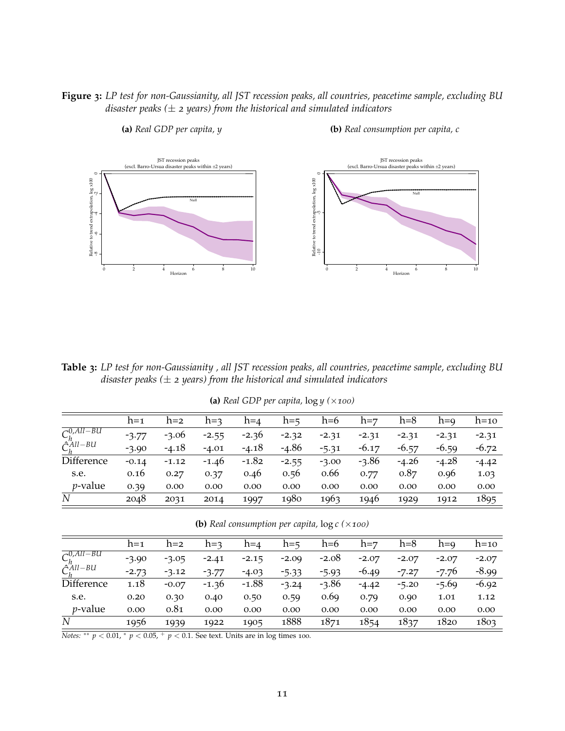**Figure 3:** *LP test for non-Gaussianity, all JST recession peaks, all countries, peacetime sample, excluding BU disaster peaks (± 2 years) from the historical and simulated indicators*

**(a)** *Real GDP per capita, y*

**(b)** *Real consumption per capita, c*

**Table 3:** *LP test for non-Gaussianity , all JST recession peaks, all countries, peacetime sample, excluding BU disaster peaks (± 2 years) from the historical and simulated indicators*

**(a)** *Real GDP per capita,* $\log y$ *(×100)*

| | h=1 | h=2 | h=3 | h=4 | h=5 | h=6 | h=7 | h=8 | h=9 | h=10 |
|---|---|---|---|---|---|---|---|---|---|---|
| $C_h^{0,All-BU}$ | -3.77 | -3.06 | -2.55 | -2.36 | -2.32 | -2.31 | -2.31 | -2.31 | -2.31 | -2.31 |
| $\hat{C}_h^{All-BU}$ | -3.90 | -4.18 | -4.01 | -4.18 | -4.86 | -5.31 | -6.17 | -6.57 | -6.59 | -6.72 |
| Difference | -0.14 | -1.12 | -1.46 | -1.82 | -2.55 | -3.00 | -3.86 | -4.26 | -4.28 | -4.42 |
| s.e. | 0.16 | 0.27 | 0.37 | 0.46 | 0.56 | 0.66 | 0.77 | 0.87 | 0.96 | 1.03 |
| $p$-value | 0.39 | 0.00 | 0.00 | 0.00 | 0.00 | 0.00 | 0.00 | 0.00 | 0.00 | 0.00 |
| $N$ | 2048 | 2031 | 2014 | 1997 | 1980 | 1963 | 1946 | 1929 | 1912 | 1895 |

**(b)** *Real consumption per capita,* $\log c$ *(×100)*

| | h=1 | h=2 | h=3 | h=4 | h=5 | h=6 | h=7 | h=8 | h=9 | h=10 |
|---|---|---|---|---|---|---|---|---|---|---|
| $C_h^{0,All-BU}$ | -3.90 | -3.05 | -2.41 | -2.15 | -2.09 | -2.08 | -2.07 | -2.07 | -2.07 | -2.07 |
| $\hat{C}_h^{All-BU}$ | -2.73 | -3.12 | -3.77 | -4.03 | -5.33 | -5.93 | -6.49 | -7.27 | -7.76 | -8.99 |
| Difference | 1.18 | -0.07 | -1.36 | -1.88 | -3.24 | -3.86 | -4.42 | -5.20 | -5.69 | -6.92 |
| s.e. | 0.20 | 0.30 | 0.40 | 0.50 | 0.59 | 0.69 | 0.79 | 0.90 | 1.01 | 1.12 |
| $p$-value | 0.00 | 0.81 | 0.00 | 0.00 | 0.00 | 0.00 | 0.00 | 0.00 | 0.00 | 0.00 |
| $N$ | 1956 | 1939 | 1922 | 1905 | 1888 | 1871 | 1854 | 1837 | 1820 | 1803 |

*Notes:* $^{**}$ $p < 0.01$, $^{*}$ $p < 0.05$, $^{+}$ $p < 0.1$. See text. Units are in log times 100.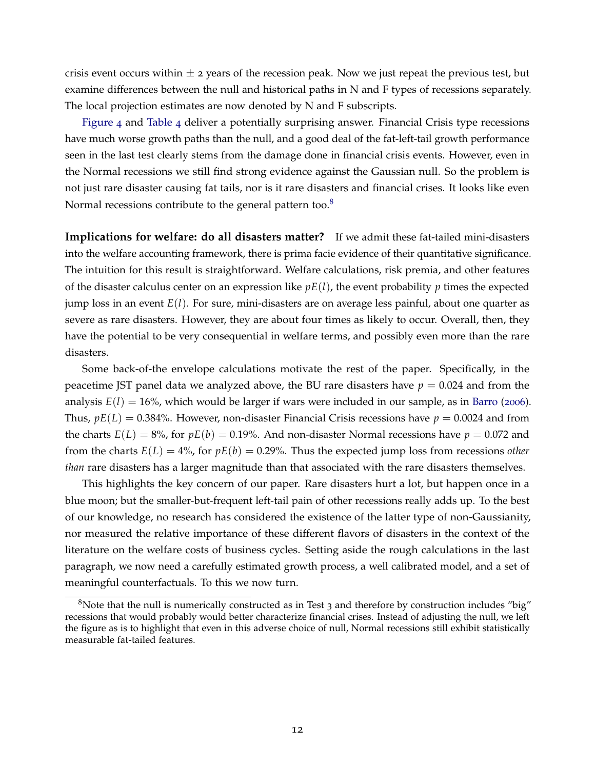crisis event occurs within $\pm$ 2 years of the recession peak. Now we just repeat the previous test, but examine differences between the null and historical paths in N and F types of recessions separately. The local projection estimates are now denoted by N and F subscripts.

Figure 4 and Table 4 deliver a potentially surprising answer. Financial Crisis type recessions have much worse growth paths than the null, and a good deal of the fat-left-tail growth performance seen in the last test clearly stems from the damage done in financial crisis events. However, even in the Normal recessions we still find strong evidence against the Gaussian null. So the problem is not just rare disaster causing fat tails, nor is it rare disasters and financial crises. It looks like even Normal recessions contribute to the general pattern too.[8]

**Implications for welfare: do all disasters matter?** If we admit these fat-tailed mini-disasters into the welfare accounting framework, there is prima facie evidence of their quantitative significance. The intuition for this result is straightforward. Welfare calculations, risk premia, and other features of the disaster calculus center on an expression like $pE(l)$, the event probability $p$ times the expected jump loss in an event $E(l)$. For sure, mini-disasters are on average less painful, about one quarter as severe as rare disasters. However, they are about four times as likely to occur. Overall, then, they have the potential to be very consequential in welfare terms, and possibly even more than the rare disasters.

Some back-of-the envelope calculations motivate the rest of the paper. Specifically, in the peacetime JST panel data we analyzed above, the BU rare disasters have $p = 0.024$ and from the analysis $E(l) = 16\%$, which would be larger if wars were included in our sample, as in Barro (2006). Thus, $pE(L) = 0.384\%$. However, non-disaster Financial Crisis recessions have $p = 0.0024$ and from the charts $E(L) = 8\%$, for $pE(b) = 0.19\%$. And non-disaster Normal recessions have $p = 0.072$ and from the charts $E(L) = 4\%$, for $pE(b) = 0.29\%$. Thus the expected jump loss from recessions *other than* rare disasters has a larger magnitude than that associated with the rare disasters themselves.

This highlights the key concern of our paper. Rare disasters hurt a lot, but happen once in a blue moon; but the smaller-but-frequent left-tail pain of other recessions really adds up. To the best of our knowledge, no research has considered the existence of the latter type of non-Gaussianity, nor measured the relative importance of these different flavors of disasters in the context of the literature on the welfare costs of business cycles. Setting aside the rough calculations in the last paragraph, we now need a carefully estimated growth process, a well calibrated model, and a set of meaningful counterfactuals. To this we now turn.

[8] Note that the null is numerically constructed as in Test 3 and therefore by construction includes "big" recessions that would probably would better characterize financial crises. Instead of adjusting the null, we left the figure as is to highlight that even in this adverse choice of null, Normal recessions still exhibit statistically measurable fat-tailed features.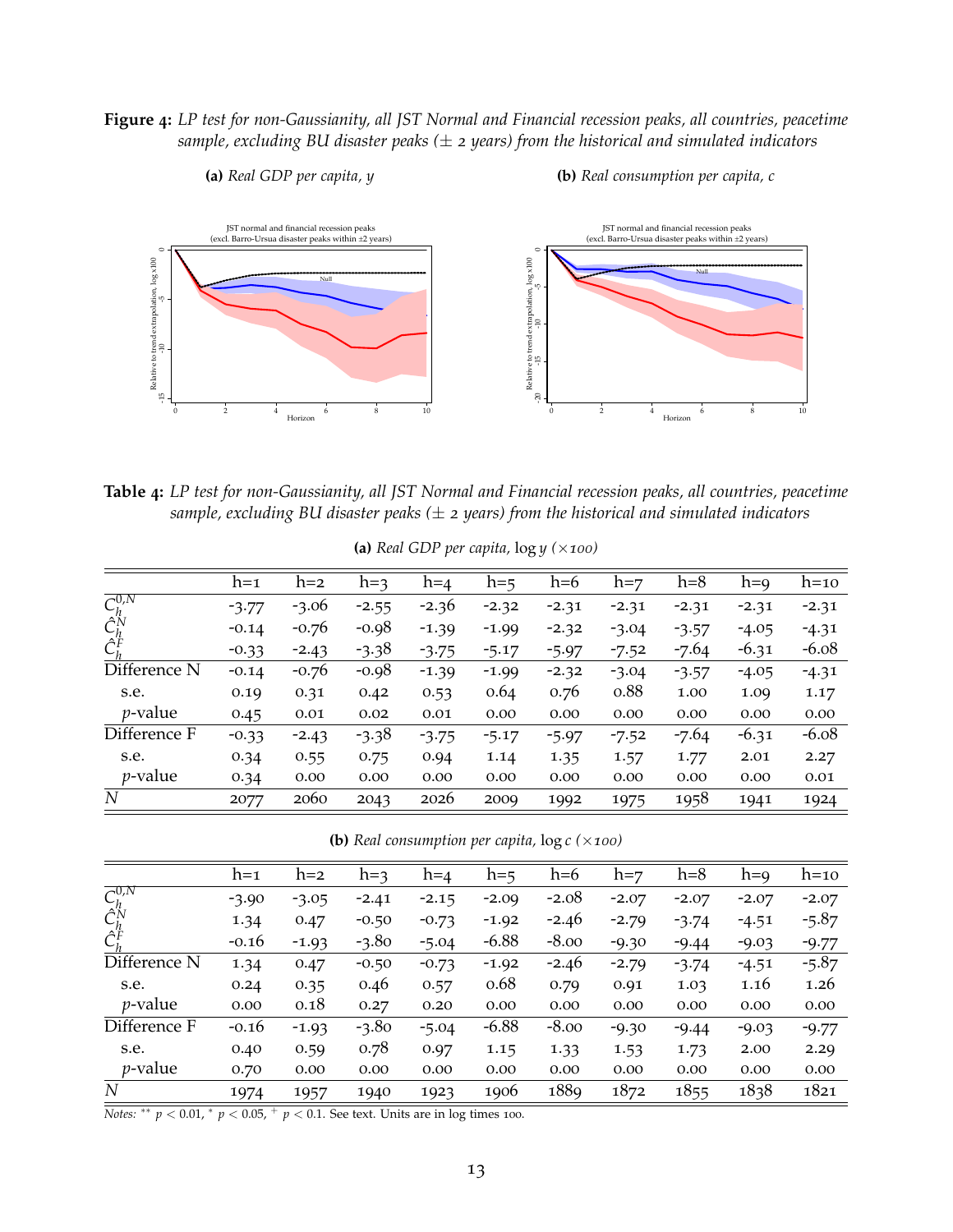**Figure 4:** *LP test for non-Gaussianity, all JST Normal and Financial recession peaks, all countries, peacetime sample, excluding BU disaster peaks (± 2 years) from the historical and simulated indicators*

**(a)** *Real GDP per capita, y* **(b)** *Real consumption per capita, c*

**Table 4:** *LP test for non-Gaussianity, all JST Normal and Financial recession peaks, all countries, peacetime sample, excluding BU disaster peaks (± 2 years) from the historical and simulated indicators*

**(a)** *Real GDP per capita,* $\log y$ *(×100)*

| | h=1 | h=2 | h=3 | h=4 | h=5 | h=6 | h=7 | h=8 | h=9 | h=10 |
|---|---|---|---|---|---|---|---|---|---|---|
| $\overline{C}_h^{0,N}$ | -3.77 | -3.06 | -2.55 | -2.36 | -2.32 | -2.31 | -2.31 | -2.31 | -2.31 | -2.31 |
| $\hat{C}_h^N$ | -0.14 | -0.76 | -0.98 | -1.39 | -1.99 | -2.32 | -3.04 | -3.57 | -4.05 | -4.31 |
| $\hat{C}_h^F$ | -0.33 | -2.43 | -3.38 | -3.75 | -5.17 | -5.97 | -7.52 | -7.64 | -6.31 | -6.08 |
| Difference N | -0.14 | -0.76 | -0.98 | -1.39 | -1.99 | -2.32 | -3.04 | -3.57 | -4.05 | -4.31 |
| s.e. | 0.19 | 0.31 | 0.42 | 0.53 | 0.64 | 0.76 | 0.88 | 1.00 | 1.09 | 1.17 |
| $p$-value | 0.45 | 0.01 | 0.02 | 0.01 | 0.00 | 0.00 | 0.00 | 0.00 | 0.00 | 0.00 |
| Difference F | -0.33 | -2.43 | -3.38 | -3.75 | -5.17 | -5.97 | -7.52 | -7.64 | -6.31 | -6.08 |
| s.e. | 0.34 | 0.55 | 0.75 | 0.94 | 1.14 | 1.35 | 1.57 | 1.77 | 2.01 | 2.27 |
| $p$-value | 0.34 | 0.00 | 0.00 | 0.00 | 0.00 | 0.00 | 0.00 | 0.00 | 0.00 | 0.01 |
| $N$ | 2077 | 2060 | 2043 | 2026 | 2009 | 1992 | 1975 | 1958 | 1941 | 1924 |

**(b)** *Real consumption per capita,* $\log c$ *(×100)*

| | h=1 | h=2 | h=3 | h=4 | h=5 | h=6 | h=7 | h=8 | h=9 | h=10 |
|---|---|---|---|---|---|---|---|---|---|---|
| $\overline{C}_h^{0,N}$ | -3.90 | -3.05 | -2.41 | -2.15 | -2.09 | -2.08 | -2.07 | -2.07 | -2.07 | -2.07 |
| $\hat{C}_h^N$ | 1.34 | 0.47 | -0.50 | -0.73 | -1.92 | -2.46 | -2.79 | -3.74 | -4.51 | -5.87 |
| $\hat{C}_h^F$ | -0.16 | -1.93 | -3.80 | -5.04 | -6.88 | -8.00 | -9.30 | -9.44 | -9.03 | -9.77 |
| Difference N | 1.34 | 0.47 | -0.50 | -0.73 | -1.92 | -2.46 | -2.79 | -3.74 | -4.51 | -5.87 |
| s.e. | 0.24 | 0.35 | 0.46 | 0.57 | 0.68 | 0.79 | 0.91 | 1.03 | 1.16 | 1.26 |
| $p$-value | 0.00 | 0.18 | 0.27 | 0.20 | 0.00 | 0.00 | 0.00 | 0.00 | 0.00 | 0.00 |
| Difference F | -0.16 | -1.93 | -3.80 | -5.04 | -6.88 | -8.00 | -9.30 | -9.44 | -9.03 | -9.77 |
| s.e. | 0.40 | 0.59 | 0.78 | 0.97 | 1.15 | 1.33 | 1.53 | 1.73 | 2.00 | 2.29 |
| $p$-value | 0.70 | 0.00 | 0.00 | 0.00 | 0.00 | 0.00 | 0.00 | 0.00 | 0.00 | 0.00 |
| $N$ | 1974 | 1957 | 1940 | 1923 | 1906 | 1889 | 1872 | 1855 | 1838 | 1821 |

*Notes:* $^{**}$ $p < 0.01$, $^{*}$ $p < 0.05$, $^{+}$ $p < 0.1$. See text. Units are in log times 100.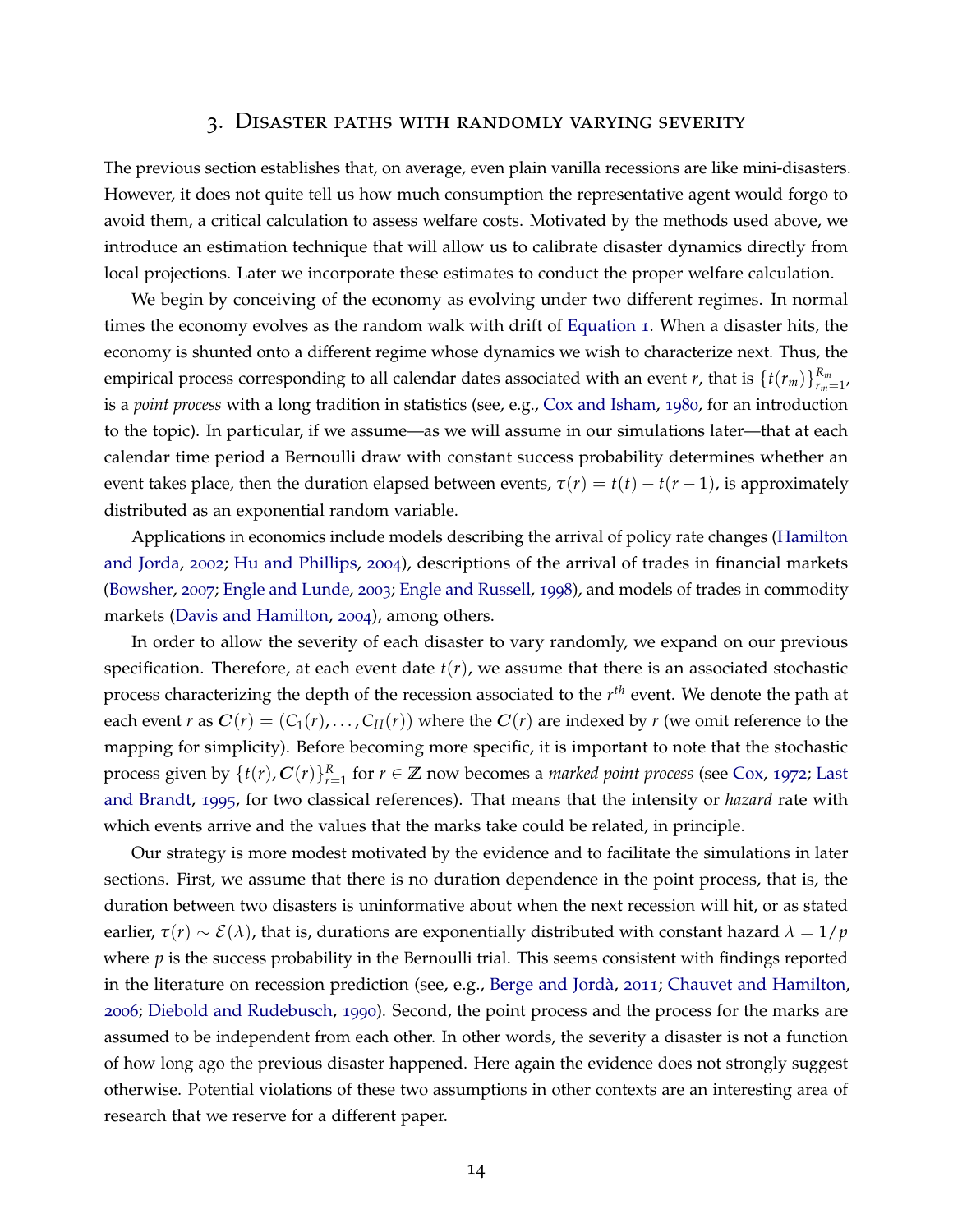## 3. Disaster paths with randomly varying severity

The previous section establishes that, on average, even plain vanilla recessions are like mini-disasters. However, it does not quite tell us how much consumption the representative agent would forgo to avoid them, a critical calculation to assess welfare costs. Motivated by the methods used above, we introduce an estimation technique that will allow us to calibrate disaster dynamics directly from local projections. Later we incorporate these estimates to conduct the proper welfare calculation.

We begin by conceiving of the economy as evolving under two different regimes. In normal times the economy evolves as the random walk with drift of Equation 1. When a disaster hits, the economy is shunted onto a different regime whose dynamics we wish to characterize next. Thus, the empirical process corresponding to all calendar dates associated with an event $r$, that is $\{t(r_m)\}_{r_m=1}^{R_m}$, is a *point process* with a long tradition in statistics (see, e.g., Cox and Isham, 1980, for an introduction to the topic). In particular, if we assume—as we will assume in our simulations later—that at each calendar time period a Bernoulli draw with constant success probability determines whether an event takes place, then the duration elapsed between events, $\tau(r) = t(t) - t(r-1)$, is approximately distributed as an exponential random variable.

Applications in economics include models describing the arrival of policy rate changes (Hamilton and Jorda, 2002; Hu and Phillips, 2004), descriptions of the arrival of trades in financial markets (Bowsher, 2007; Engle and Lunde, 2003; Engle and Russell, 1998), and models of trades in commodity markets (Davis and Hamilton, 2004), among others.

In order to allow the severity of each disaster to vary randomly, we expand on our previous specification. Therefore, at each event date $t(r)$, we assume that there is an associated stochastic process characterizing the depth of the recession associated to the $r^{th}$ event. We denote the path at each event $r$ as $\boldsymbol{C}(r) = (C_1(r), \ldots, C_H(r))$ where the $\boldsymbol{C}(r)$ are indexed by $r$ (we omit reference to the mapping for simplicity). Before becoming more specific, it is important to note that the stochastic process given by $\{t(r), \boldsymbol{C}(r)\}_{r=1}^{R}$ for $r \in \mathbb{Z}$ now becomes a *marked point process* (see Cox, 1972; Last and Brandt, 1995, for two classical references). That means that the intensity or *hazard* rate with which events arrive and the values that the marks take could be related, in principle.

Our strategy is more modest motivated by the evidence and to facilitate the simulations in later sections. First, we assume that there is no duration dependence in the point process, that is, the duration between two disasters is uninformative about when the next recession will hit, or as stated earlier, $\tau(r) \sim \mathcal{E}(\lambda)$, that is, durations are exponentially distributed with constant hazard $\lambda = 1/p$ where $p$ is the success probability in the Bernoulli trial. This seems consistent with findings reported in the literature on recession prediction (see, e.g., Berge and Jordà, 2011; Chauvet and Hamilton, 2006; Diebold and Rudebusch, 1990). Second, the point process and the process for the marks are assumed to be independent from each other. In other words, the severity a disaster is not a function of how long ago the previous disaster happened. Here again the evidence does not strongly suggest otherwise. Potential violations of these two assumptions in other contexts are an interesting area of research that we reserve for a different paper.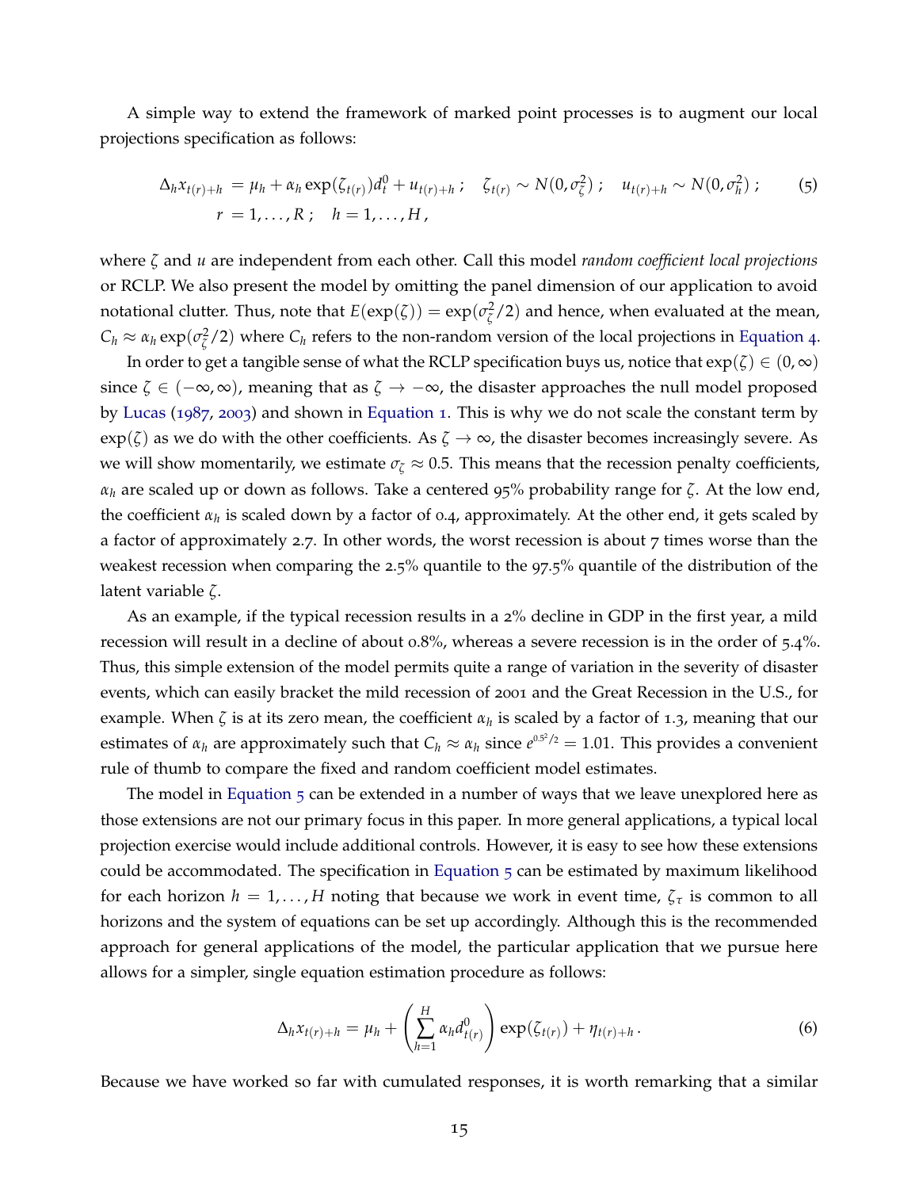A simple way to extend the framework of marked point processes is to augment our local projections specification as follows:

$$
\begin{aligned}
\Delta_h x_{t(r)+h} &= \mu_h + \alpha_h \exp(\zeta_{t(r)}) d_t^0 + u_{t(r)+h}\,; \quad \zeta_{t(r)} \sim N(0, \sigma_\zeta^2)\,; \quad u_{t(r)+h} \sim N(0, \sigma_h^2)\,; \\
r &= 1, \ldots, R\,; \quad h = 1, \ldots, H\,,
\end{aligned} \tag{5}
$$

where $\zeta$ and $u$ are independent from each other. Call this model *random coefficient local projections* or RCLP. We also present the model by omitting the panel dimension of our application to avoid notational clutter. Thus, note that $E(\exp(\zeta)) = \exp(\sigma_\zeta^2/2)$ and hence, when evaluated at the mean, $C_h \approx \alpha_h \exp(\sigma_\zeta^2/2)$ where $C_h$ refers to the non-random version of the local projections in Equation 4.

In order to get a tangible sense of what the RCLP specification buys us, notice that $\exp(\zeta) \in (0, \infty)$ since $\zeta \in (-\infty, \infty)$, meaning that as $\zeta \to -\infty$, the disaster approaches the null model proposed by Lucas (1987, 2003) and shown in Equation 1. This is why we do not scale the constant term by $\exp(\zeta)$ as we do with the other coefficients. As $\zeta \to \infty$, the disaster becomes increasingly severe. As we will show momentarily, we estimate $\sigma_\zeta \approx 0.5$. This means that the recession penalty coefficients, $\alpha_h$ are scaled up or down as follows. Take a centered 95% probability range for $\zeta$. At the low end, the coefficient $\alpha_h$ is scaled down by a factor of 0.4, approximately. At the other end, it gets scaled by a factor of approximately 2.7. In other words, the worst recession is about 7 times worse than the weakest recession when comparing the 2.5% quantile to the 97.5% quantile of the distribution of the latent variable $\zeta$.

As an example, if the typical recession results in a 2% decline in GDP in the first year, a mild recession will result in a decline of about 0.8%, whereas a severe recession is in the order of 5.4%. Thus, this simple extension of the model permits quite a range of variation in the severity of disaster events, which can easily bracket the mild recession of 2001 and the Great Recession in the U.S., for example. When $\zeta$ is at its zero mean, the coefficient $\alpha_h$ is scaled by a factor of 1.3, meaning that our estimates of $\alpha_h$ are approximately such that $C_h \approx \alpha_h$ since $e^{0.5^2/2} = 1.01$. This provides a convenient rule of thumb to compare the fixed and random coefficient model estimates.

The model in Equation 5 can be extended in a number of ways that we leave unexplored here as those extensions are not our primary focus in this paper. In more general applications, a typical local projection exercise would include additional controls. However, it is easy to see how these extensions could be accommodated. The specification in Equation 5 can be estimated by maximum likelihood for each horizon $h = 1, \ldots, H$ noting that because we work in event time, $\zeta_\tau$ is common to all horizons and the system of equations can be set up accordingly. Although this is the recommended approach for general applications of the model, the particular application that we pursue here allows for a simpler, single equation estimation procedure as follows:

$$
\Delta_h x_{t(r)+h} = \mu_h + \left( \sum_{h=1}^{H} \alpha_h d_{t(r)}^0 \right) \exp(\zeta_{t(r)}) + \eta_{t(r)+h}\,. \tag{6}
$$

Because we have worked so far with cumulated responses, it is worth remarking that a similar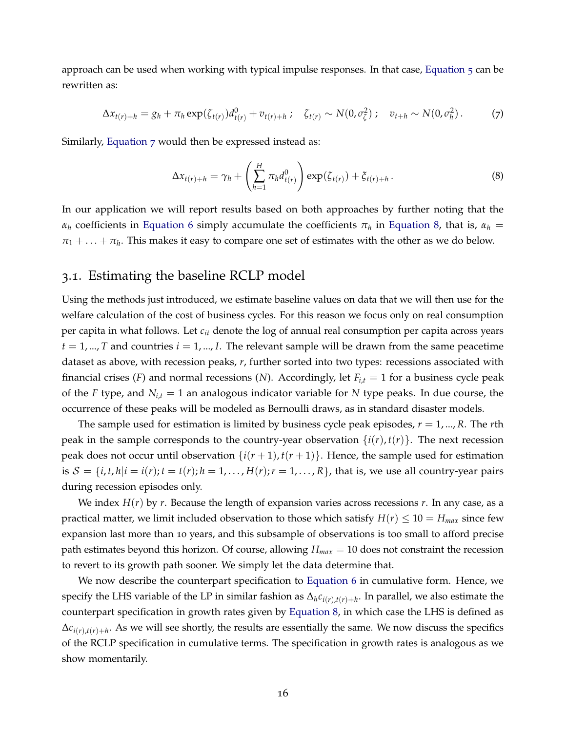approach can be used when working with typical impulse responses. In that case, Equation 5 can be rewritten as:

$$\Delta x_{t(r)+h} = g_h + \pi_h \exp(\zeta_{t(r)}) d^0_{t(r)} + v_{t(r)+h}\,; \quad \zeta_{t(r)} \sim N(0, \sigma^2_\zeta)\,; \quad v_{t+h} \sim N(0, \sigma^2_h)\,. \tag{7}$$

Similarly, Equation 7 would then be expressed instead as:

$$\Delta x_{t(r)+h} = \gamma_h + \left( \sum_{h=1}^{H} \pi_h d^0_{t(r)} \right) \exp(\zeta_{t(r)}) + \xi_{t(r)+h}\,. \tag{8}$$

In our application we will report results based on both approaches by further noting that the $\alpha_h$ coefficients in Equation 6 simply accumulate the coefficients $\pi_h$ in Equation 8, that is, $\alpha_h = \pi_1 + \ldots + \pi_h$. This makes it easy to compare one set of estimates with the other as we do below.

## 3.1. Estimating the baseline RCLP model

Using the methods just introduced, we estimate baseline values on data that we will then use for the welfare calculation of the cost of business cycles. For this reason we focus only on real consumption per capita in what follows. Let $c_{it}$ denote the log of annual real consumption per capita across years $t = 1, ..., T$ and countries $i = 1, ..., I$. The relevant sample will be drawn from the same peacetime dataset as above, with recession peaks, $r$, further sorted into two types: recessions associated with financial crises ($F$) and normal recessions ($N$). Accordingly, let $F_{i,t} = 1$ for a business cycle peak of the $F$ type, and $N_{i,t} = 1$ an analogous indicator variable for $N$ type peaks. In due course, the occurrence of these peaks will be modeled as Bernoulli draws, as in standard disaster models.

The sample used for estimation is limited by business cycle peak episodes, $r = 1, ..., R$. The $r$th peak in the sample corresponds to the country-year observation $\{i(r), t(r)\}$. The next recession peak does not occur until observation $\{i(r+1), t(r+1)\}$. Hence, the sample used for estimation is $\mathcal{S} = \{i, t, h | i = i(r); t = t(r); h = 1, \ldots, H(r); r = 1, \ldots, R\}$, that is, we use all country-year pairs during recession episodes only.

We index $H(r)$ by $r$. Because the length of expansion varies across recessions $r$. In any case, as a practical matter, we limit included observation to those which satisfy $H(r) \leq 10 = H_{max}$ since few expansion last more than 10 years, and this subsample of observations is too small to afford precise path estimates beyond this horizon. Of course, allowing $H_{max} = 10$ does not constraint the recession to revert to its growth path sooner. We simply let the data determine that.

We now describe the counterpart specification to Equation 6 in cumulative form. Hence, we specify the LHS variable of the LP in similar fashion as $\Delta_h c_{i(r),t(r)+h}$. In parallel, we also estimate the counterpart specification in growth rates given by Equation 8, in which case the LHS is defined as $\Delta c_{i(r),t(r)+h}$. As we will see shortly, the results are essentially the same. We now discuss the specifics of the RCLP specification in cumulative terms. The specification in growth rates is analogous as we show momentarily.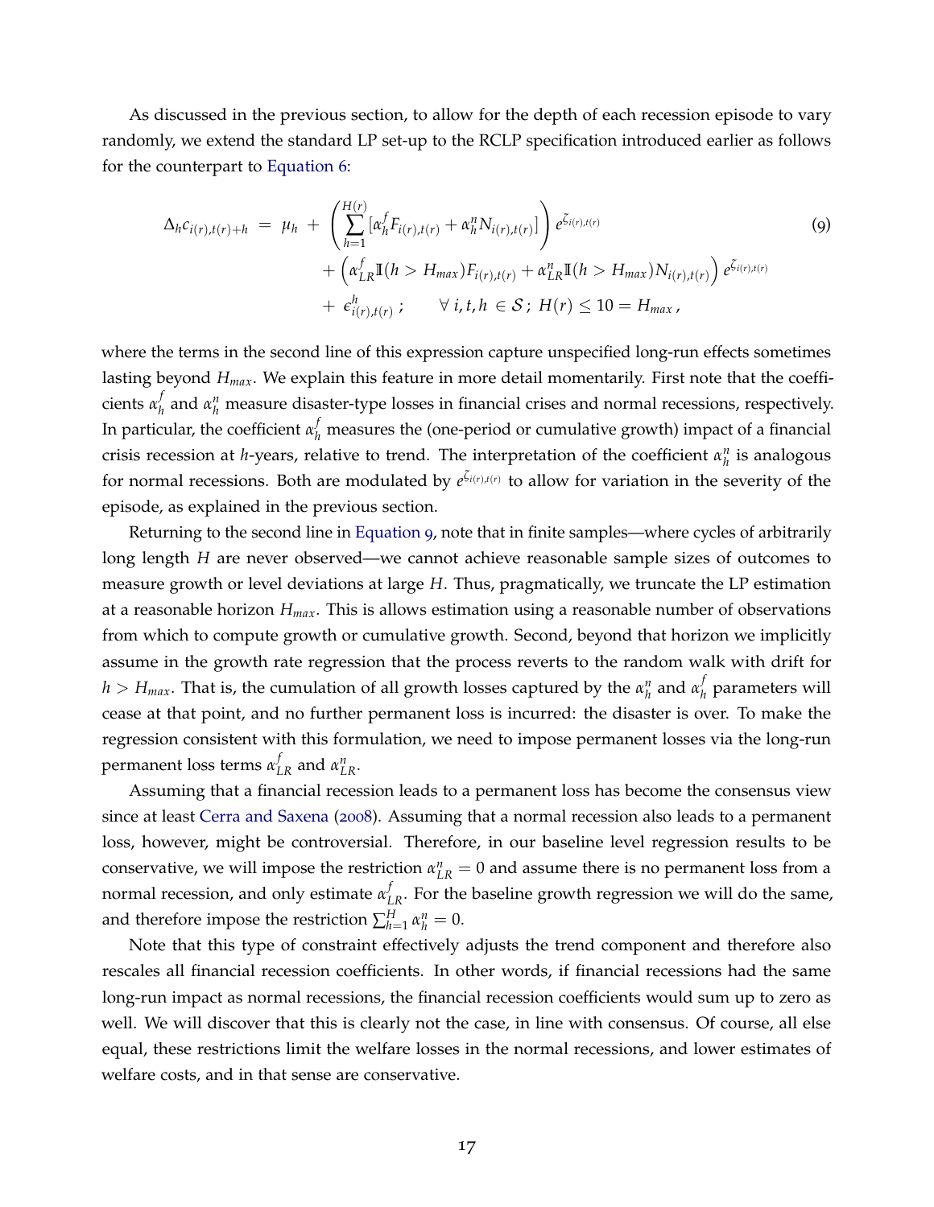As discussed in the previous section, to allow for the depth of each recession episode to vary randomly, we extend the standard LP set-up to the RCLP specification introduced earlier as follows for the counterpart to Equation 6:

$$
\begin{aligned}
\Delta_h c_{i(r),t(r)+h} \;=\; & \mu_h \;+\; \left( \sum_{h=1}^{H(r)} [\alpha_h^f F_{i(r),t(r)} + \alpha_h^n N_{i(r),t(r)}] \right) e^{\zeta_{i(r),t(r)}} \\
& + \left( \alpha_{LR}^f \mathbb{I}(h > H_{max}) F_{i(r),t(r)} + \alpha_{LR}^n \mathbb{I}(h > H_{max}) N_{i(r),t(r)} \right) e^{\zeta_{i(r),t(r)}} \\
& + \; \epsilon_{i(r),t(r)}^h \,; \qquad \forall\, i,t,h \in \mathcal{S}\,;\; H(r) \leq 10 = H_{max}\,,
\end{aligned} \tag{9}
$$

where the terms in the second line of this expression capture unspecified long-run effects sometimes lasting beyond $H_{max}$. We explain this feature in more detail momentarily. First note that the coefficients $\alpha_h^f$ and $\alpha_h^n$ measure disaster-type losses in financial crises and normal recessions, respectively. In particular, the coefficient $\alpha_h^f$ measures the (one-period or cumulative growth) impact of a financial crisis recession at $h$-years, relative to trend. The interpretation of the coefficient $\alpha_h^n$ is analogous for normal recessions. Both are modulated by $e^{\zeta_{i(r),t(r)}}$ to allow for variation in the severity of the episode, as explained in the previous section.

Returning to the second line in Equation 9, note that in finite samples—where cycles of arbitrarily long length $H$ are never observed—we cannot achieve reasonable sample sizes of outcomes to measure growth or level deviations at large $H$. Thus, pragmatically, we truncate the LP estimation at a reasonable horizon $H_{max}$. This is allows estimation using a reasonable number of observations from which to compute growth or cumulative growth. Second, beyond that horizon we implicitly assume in the growth rate regression that the process reverts to the random walk with drift for $h > H_{max}$. That is, the cumulation of all growth losses captured by the $\alpha_h^n$ and $\alpha_h^f$ parameters will cease at that point, and no further permanent loss is incurred: the disaster is over. To make the regression consistent with this formulation, we need to impose permanent losses via the long-run permanent loss terms $\alpha_{LR}^f$ and $\alpha_{LR}^n$.

Assuming that a financial recession leads to a permanent loss has become the consensus view since at least Cerra and Saxena (2008). Assuming that a normal recession also leads to a permanent loss, however, might be controversial. Therefore, in our baseline level regression results to be conservative, we will impose the restriction $\alpha_{LR}^n = 0$ and assume there is no permanent loss from a normal recession, and only estimate $\alpha_{LR}^f$. For the baseline growth regression we will do the same, and therefore impose the restriction $\sum_{h=1}^{H} \alpha_h^n = 0$.

Note that this type of constraint effectively adjusts the trend component and therefore also rescales all financial recession coefficients. In other words, if financial recessions had the same long-run impact as normal recessions, the financial recession coefficients would sum up to zero as well. We will discover that this is clearly not the case, in line with consensus. Of course, all else equal, these restrictions limit the welfare losses in the normal recessions, and lower estimates of welfare costs, and in that sense are conservative.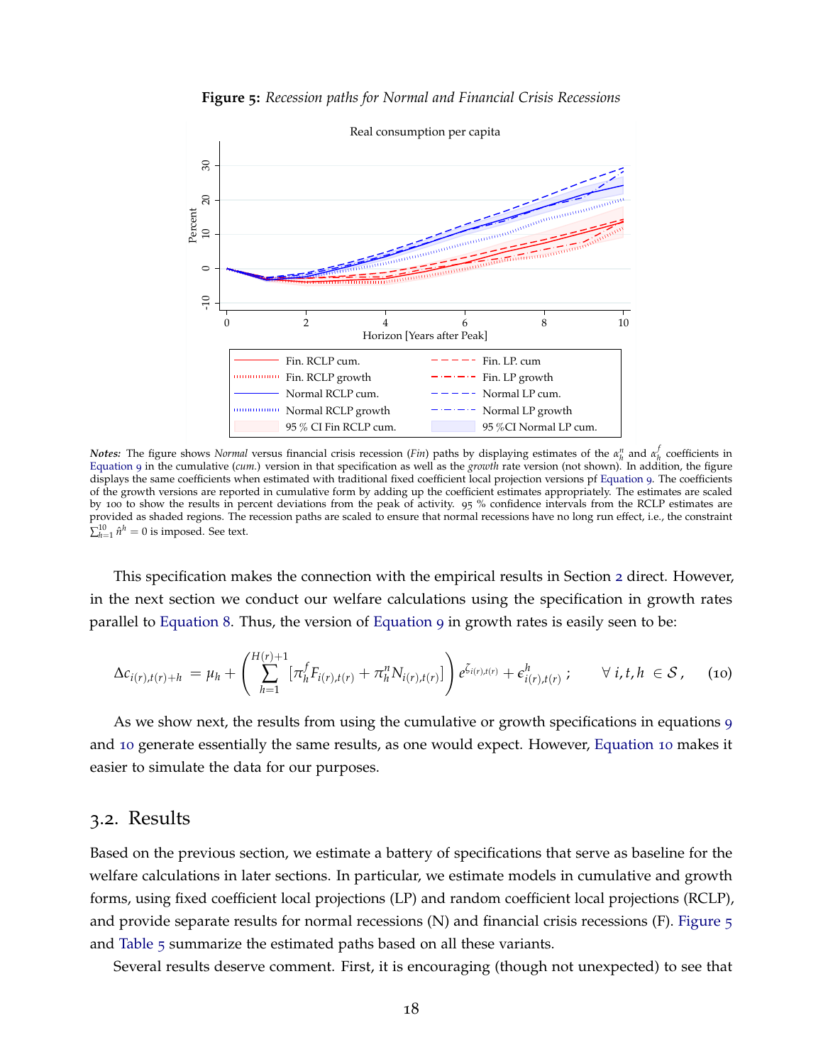**Figure 5:** *Recession paths for Normal and Financial Crisis Recessions*

*Notes:* The figure shows *Normal* versus financial crisis recession (*Fin*) paths by displaying estimates of the $\alpha_h^n$ and $\alpha_h^f$ coefficients in Equation 9 in the cumulative (*cum.*) version in that specification as well as the *growth* rate version (not shown). In addition, the figure displays the same coefficients when estimated with traditional fixed coefficient local projection versions pf Equation 9. The coefficients of the growth versions are reported in cumulative form by adding up the coefficient estimates appropriately. The estimates are scaled by 100 to show the results in percent deviations from the peak of activity. 95 % confidence intervals from the RCLP estimates are provided as shaded regions. The recession paths are scaled to ensure that normal recessions have no long run effect, i.e., the constraint $\sum_{h=1}^{10} \hat{n}^h = 0$ is imposed. See text.

This specification makes the connection with the empirical results in Section 2 direct. However, in the next section we conduct our welfare calculations using the specification in growth rates parallel to Equation 8. Thus, the version of Equation 9 in growth rates is easily seen to be:

$$\Delta c_{i(r),t(r)+h} = \mu_h + \left( \sum_{h=1}^{H(r)+1} [\pi_h^f F_{i(r),t(r)} + \pi_h^n N_{i(r),t(r)}] \right) e^{\zeta_{i(r),t(r)}} + \epsilon_{i(r),t(r)}^h \; ; \qquad \forall \; i,t,h \; \in \mathcal{S} \, , \qquad (10)$$

As we show next, the results from using the cumulative or growth specifications in equations 9 and 10 generate essentially the same results, as one would expect. However, Equation 10 makes it easier to simulate the data for our purposes.

## 3.2. Results

Based on the previous section, we estimate a battery of specifications that serve as baseline for the welfare calculations in later sections. In particular, we estimate models in cumulative and growth forms, using fixed coefficient local projections (LP) and random coefficient local projections (RCLP), and provide separate results for normal recessions (N) and financial crisis recessions (F). Figure 5 and Table 5 summarize the estimated paths based on all these variants.

Several results deserve comment. First, it is encouraging (though not unexpected) to see that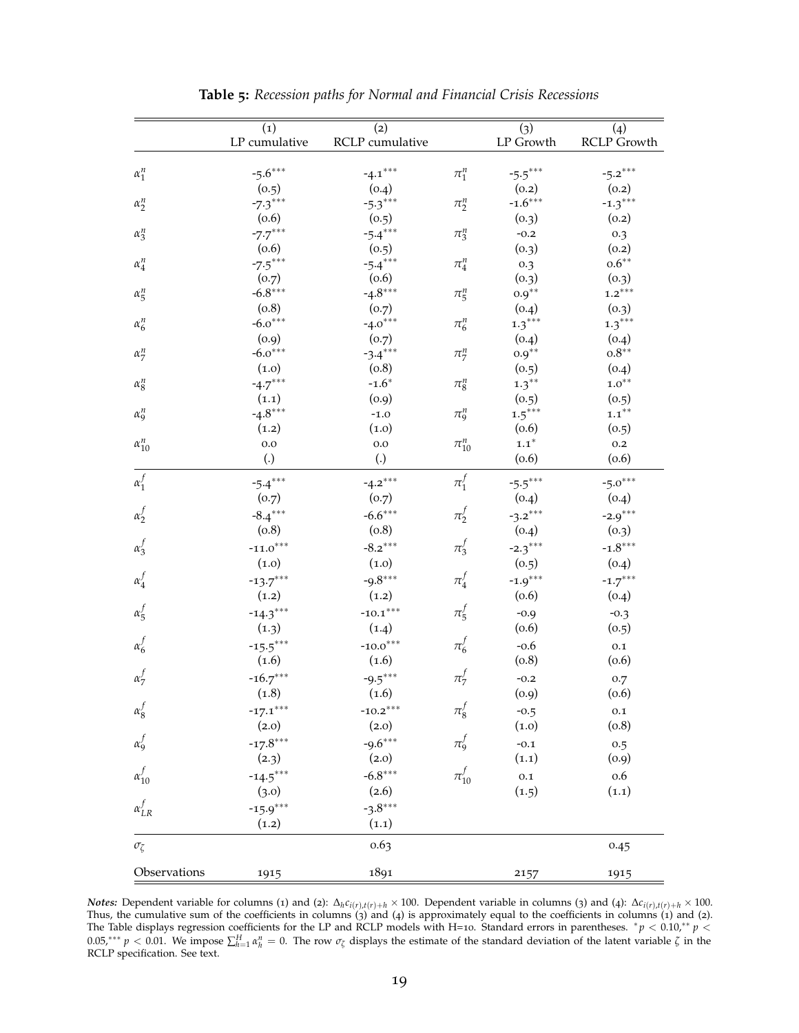**Table 5:** *Recession paths for Normal and Financial Crisis Recessions*

| | (1) LP cumulative | (2) RCLP cumulative | | (3) LP Growth | (4) RCLP Growth |
|---|---|---|---|---|---|
| $\alpha_1^n$ | -5.6*** | -4.1*** | $\pi_1^n$ | -5.5*** | -5.2*** |
| | (0.5) | (0.4) | | (0.2) | (0.2) |
| $\alpha_2^n$ | -7.3*** | -5.3*** | $\pi_2^n$ | -1.6*** | -1.3*** |
| | (0.6) | (0.5) | | (0.3) | (0.2) |
| $\alpha_3^n$ | -7.7*** | -5.4*** | $\pi_3^n$ | -0.2 | 0.3 |
| | (0.6) | (0.5) | | (0.3) | (0.2) |
| $\alpha_4^n$ | -7.5*** | -5.4*** | $\pi_4^n$ | 0.3 | 0.6** |
| | (0.7) | (0.6) | | (0.3) | (0.3) |
| $\alpha_5^n$ | -6.8*** | -4.8*** | $\pi_5^n$ | 0.9** | 1.2*** |
| | (0.8) | (0.7) | | (0.4) | (0.3) |
| $\alpha_6^n$ | -6.0*** | -4.0*** | $\pi_6^n$ | 1.3*** | 1.3*** |
| | (0.9) | (0.7) | | (0.4) | (0.4) |
| $\alpha_7^n$ | -6.0*** | -3.4*** | $\pi_7^n$ | 0.9** | 0.8** |
| | (1.0) | (0.8) | | (0.5) | (0.4) |
| $\alpha_8^n$ | -4.7*** | -1.6* | $\pi_8^n$ | 1.3** | 1.0** |
| | (1.1) | (0.9) | | (0.5) | (0.5) |
| $\alpha_9^n$ | -4.8*** | -1.0 | $\pi_9^n$ | 1.5*** | 1.1** |
| | (1.2) | (1.0) | | (0.6) | (0.5) |
| $\alpha_{10}^n$ | 0.0 | 0.0 | $\pi_{10}^n$ | 1.1* | 0.2 |
| | (.) | (.) | | (0.6) | (0.6) |
| $\alpha_1^f$ | -5.4*** | -4.2*** | $\pi_1^f$ | -5.5*** | -5.0*** |
| | (0.7) | (0.7) | | (0.4) | (0.4) |
| $\alpha_2^f$ | -8.4*** | -6.6*** | $\pi_2^f$ | -3.2*** | -2.9*** |
| | (0.8) | (0.8) | | (0.4) | (0.3) |
| $\alpha_3^f$ | -11.0*** | -8.2*** | $\pi_3^f$ | -2.3*** | -1.8*** |
| | (1.0) | (1.0) | | (0.5) | (0.4) |
| $\alpha_4^f$ | -13.7*** | -9.8*** | $\pi_4^f$ | -1.9*** | -1.7*** |
| | (1.2) | (1.2) | | (0.6) | (0.4) |
| $\alpha_5^f$ | -14.3*** | -10.1*** | $\pi_5^f$ | -0.9 | -0.3 |
| | (1.3) | (1.4) | | (0.6) | (0.5) |
| $\alpha_6^f$ | -15.5*** | -10.0*** | $\pi_6^f$ | -0.6 | 0.1 |
| | (1.6) | (1.6) | | (0.8) | (0.6) |
| $\alpha_7^f$ | -16.7*** | -9.5*** | $\pi_7^f$ | -0.2 | 0.7 |
| | (1.8) | (1.6) | | (0.9) | (0.6) |
| $\alpha_8^f$ | -17.1*** | -10.2*** | $\pi_8^f$ | -0.5 | 0.1 |
| | (2.0) | (2.0) | | (1.0) | (0.8) |
| $\alpha_9^f$ | -17.8*** | -9.6*** | $\pi_9^f$ | -0.1 | 0.5 |
| | (2.3) | (2.0) | | (1.1) | (0.9) |
| $\alpha_{10}^f$ | -14.5*** | -6.8*** | $\pi_{10}^f$ | 0.1 | 0.6 |
| | (3.0) | (2.6) | | (1.5) | (1.1) |
| $\alpha_{LR}^f$ | -15.9*** | -3.8*** | | | |
| | (1.2) | (1.1) | | | |
| $\sigma_\zeta$ | | 0.63 | | | 0.45 |
| Observations | 1915 | 1891 | | 2157 | 1915 |

***Notes:*** Dependent variable for columns (1) and (2): $\Delta_h c_{i(r),t(r)+h} \times 100$. Dependent variable in columns (3) and (4): $\Delta c_{i(r),t(r)+h} \times 100$. Thus, the cumulative sum of the coefficients in columns (3) and (4) is approximately equal to the coefficients in columns (1) and (2). The Table displays regression coefficients for the LP and RCLP models with H=10. Standard errors in parentheses. $^{*}p < 0.10$, $^{**}p < 0.05$, $^{***}p < 0.01$. We impose $\sum_{h=1}^{H} \alpha_h^n = 0$. The row $\sigma_\zeta$ displays the estimate of the standard deviation of the latent variable $\zeta$ in the RCLP specification. See text.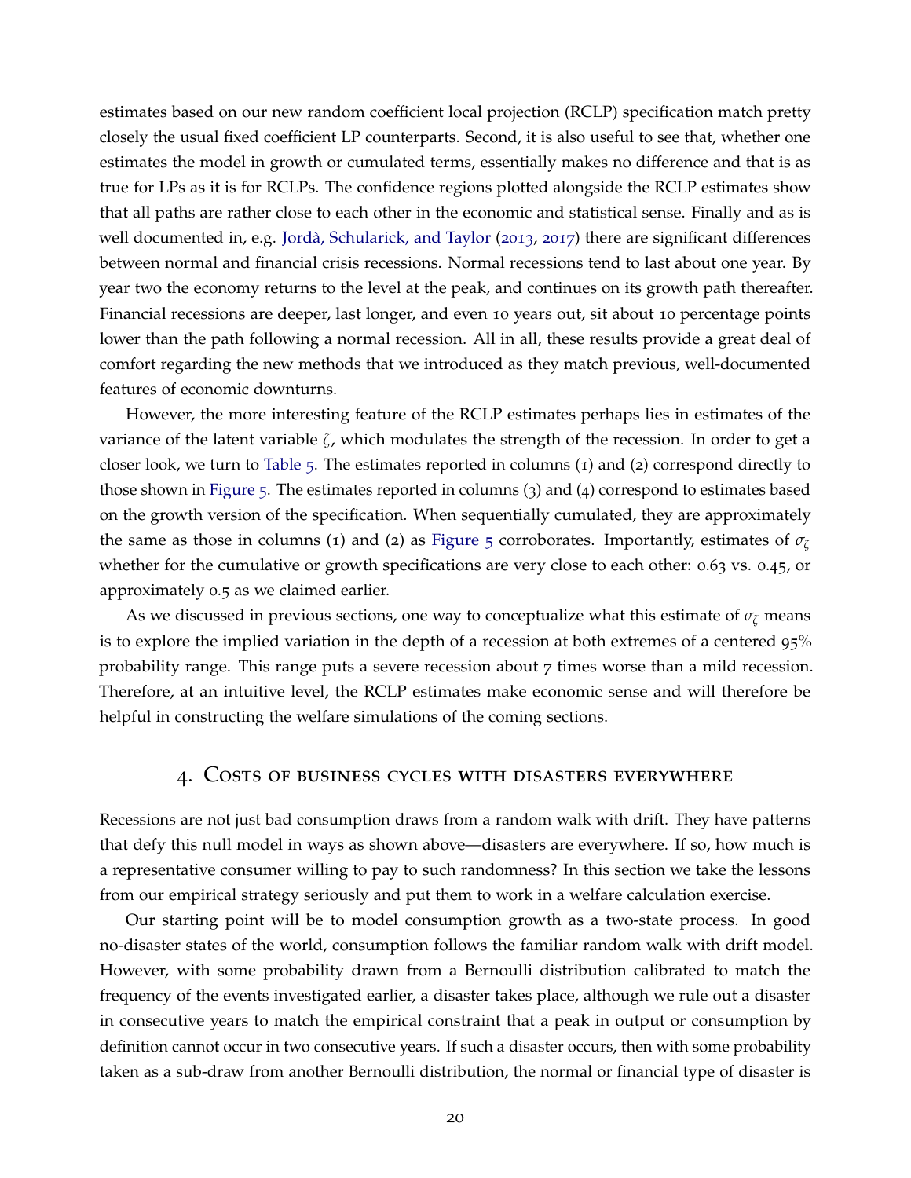estimates based on our new random coefficient local projection (RCLP) specification match pretty closely the usual fixed coefficient LP counterparts. Second, it is also useful to see that, whether one estimates the model in growth or cumulated terms, essentially makes no difference and that is as true for LPs as it is for RCLPs. The confidence regions plotted alongside the RCLP estimates show that all paths are rather close to each other in the economic and statistical sense. Finally and as is well documented in, e.g. Jordà, Schularick, and Taylor (2013, 2017) there are significant differences between normal and financial crisis recessions. Normal recessions tend to last about one year. By year two the economy returns to the level at the peak, and continues on its growth path thereafter. Financial recessions are deeper, last longer, and even 10 years out, sit about 10 percentage points lower than the path following a normal recession. All in all, these results provide a great deal of comfort regarding the new methods that we introduced as they match previous, well-documented features of economic downturns.

However, the more interesting feature of the RCLP estimates perhaps lies in estimates of the variance of the latent variable $\zeta$, which modulates the strength of the recession. In order to get a closer look, we turn to Table 5. The estimates reported in columns (1) and (2) correspond directly to those shown in Figure 5. The estimates reported in columns (3) and (4) correspond to estimates based on the growth version of the specification. When sequentially cumulated, they are approximately the same as those in columns (1) and (2) as Figure 5 corroborates. Importantly, estimates of $\sigma_\zeta$ whether for the cumulative or growth specifications are very close to each other: 0.63 vs. 0.45, or approximately 0.5 as we claimed earlier.

As we discussed in previous sections, one way to conceptualize what this estimate of $\sigma_\zeta$ means is to explore the implied variation in the depth of a recession at both extremes of a centered 95% probability range. This range puts a severe recession about 7 times worse than a mild recession. Therefore, at an intuitive level, the RCLP estimates make economic sense and will therefore be helpful in constructing the welfare simulations of the coming sections.

## 4. Costs of business cycles with disasters everywhere

Recessions are not just bad consumption draws from a random walk with drift. They have patterns that defy this null model in ways as shown above—disasters are everywhere. If so, how much is a representative consumer willing to pay to such randomness? In this section we take the lessons from our empirical strategy seriously and put them to work in a welfare calculation exercise.

Our starting point will be to model consumption growth as a two-state process. In good no-disaster states of the world, consumption follows the familiar random walk with drift model. However, with some probability drawn from a Bernoulli distribution calibrated to match the frequency of the events investigated earlier, a disaster takes place, although we rule out a disaster in consecutive years to match the empirical constraint that a peak in output or consumption by definition cannot occur in two consecutive years. If such a disaster occurs, then with some probability taken as a sub-draw from another Bernoulli distribution, the normal or financial type of disaster is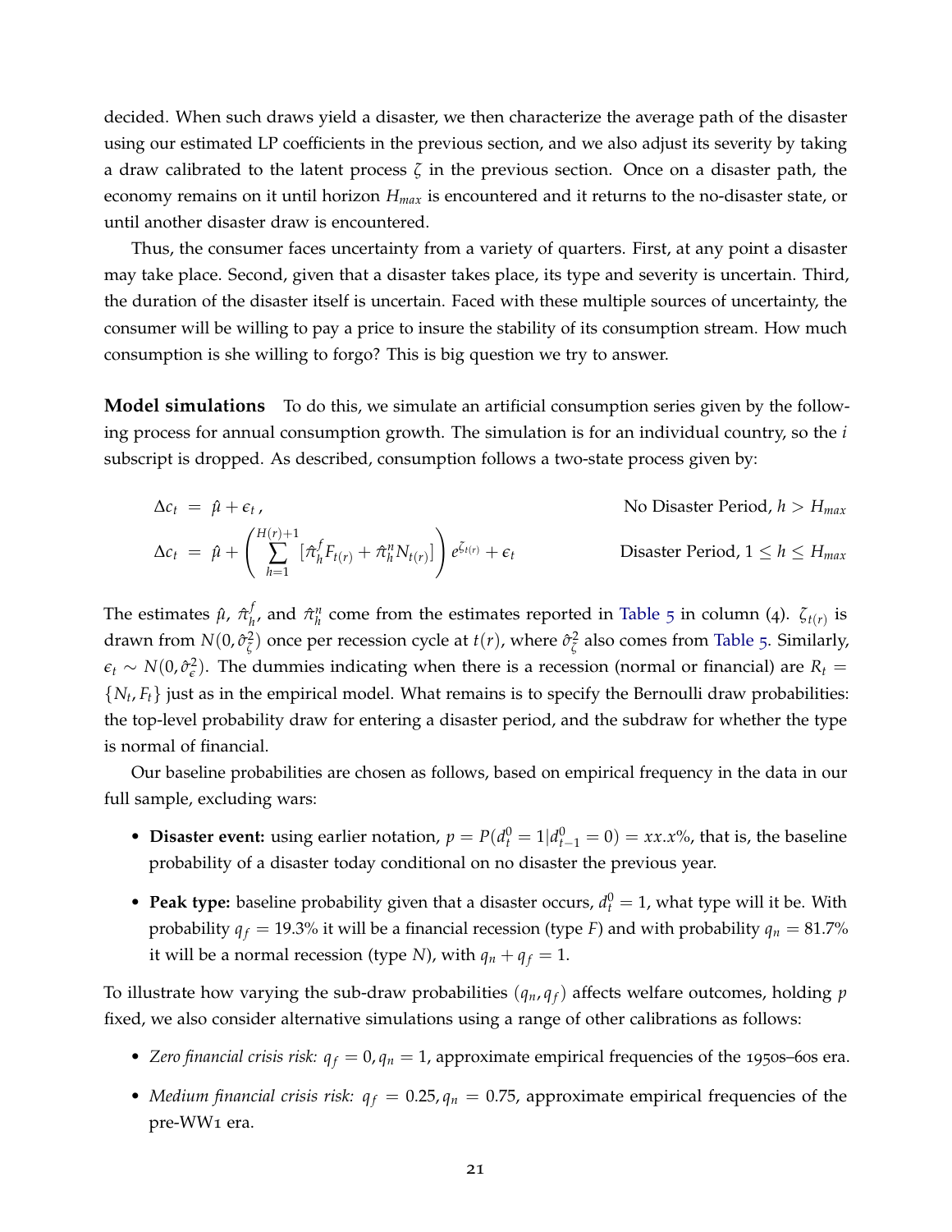decided. When such draws yield a disaster, we then characterize the average path of the disaster using our estimated LP coefficients in the previous section, and we also adjust its severity by taking a draw calibrated to the latent process $\zeta$ in the previous section. Once on a disaster path, the economy remains on it until horizon $H_{max}$ is encountered and it returns to the no-disaster state, or until another disaster draw is encountered.

Thus, the consumer faces uncertainty from a variety of quarters. First, at any point a disaster may take place. Second, given that a disaster takes place, its type and severity is uncertain. Third, the duration of the disaster itself is uncertain. Faced with these multiple sources of uncertainty, the consumer will be willing to pay a price to insure the stability of its consumption stream. How much consumption is she willing to forgo? This is big question we try to answer.

**Model simulations** To do this, we simulate an artificial consumption series given by the following process for annual consumption growth. The simulation is for an individual country, so the $i$ subscript is dropped. As described, consumption follows a two-state process given by:

$$\Delta c_t = \hat{\mu} + \epsilon_t, \qquad \text{No Disaster Period, } h > H_{max}$$

$$\Delta c_t = \hat{\mu} + \left( \sum_{h=1}^{H(r)+1} [\hat{\pi}_h^f F_{t(r)} + \hat{\pi}_h^n N_{t(r)}] \right) e^{\zeta_{t(r)}} + \epsilon_t \qquad \text{Disaster Period, } 1 \leq h \leq H_{max}$$

The estimates $\hat{\mu}$, $\hat{\pi}_h^f$, and $\hat{\pi}_h^n$ come from the estimates reported in Table 5 in column (4). $\zeta_{t(r)}$ is drawn from $N(0, \hat{\sigma}_\zeta^2)$ once per recession cycle at $t(r)$, where $\hat{\sigma}_\zeta^2$ also comes from Table 5. Similarly, $\epsilon_t \sim N(0, \hat{\sigma}_\epsilon^2)$. The dummies indicating when there is a recession (normal or financial) are $R_t = \{N_t, F_t\}$ just as in the empirical model. What remains is to specify the Bernoulli draw probabilities: the top-level probability draw for entering a disaster period, and the subdraw for whether the type is normal of financial.

Our baseline probabilities are chosen as follows, based on empirical frequency in the data in our full sample, excluding wars:

- **Disaster event:** using earlier notation, $p = P(d_t^0 = 1 | d_{t-1}^0 = 0) = xx.x\%$, that is, the baseline probability of a disaster today conditional on no disaster the previous year.
- **Peak type:** baseline probability given that a disaster occurs, $d_t^0 = 1$, what type will it be. With probability $q_f = 19.3\%$ it will be a financial recession (type $F$) and with probability $q_n = 81.7\%$ it will be a normal recession (type $N$), with $q_n + q_f = 1$.

To illustrate how varying the sub-draw probabilities $(q_n, q_f)$ affects welfare outcomes, holding $p$ fixed, we also consider alternative simulations using a range of other calibrations as follows:

- *Zero financial crisis risk:* $q_f = 0, q_n = 1$, approximate empirical frequencies of the 1950s–60s era.
- *Medium financial crisis risk:* $q_f = 0.25, q_n = 0.75$, approximate empirical frequencies of the pre-WW1 era.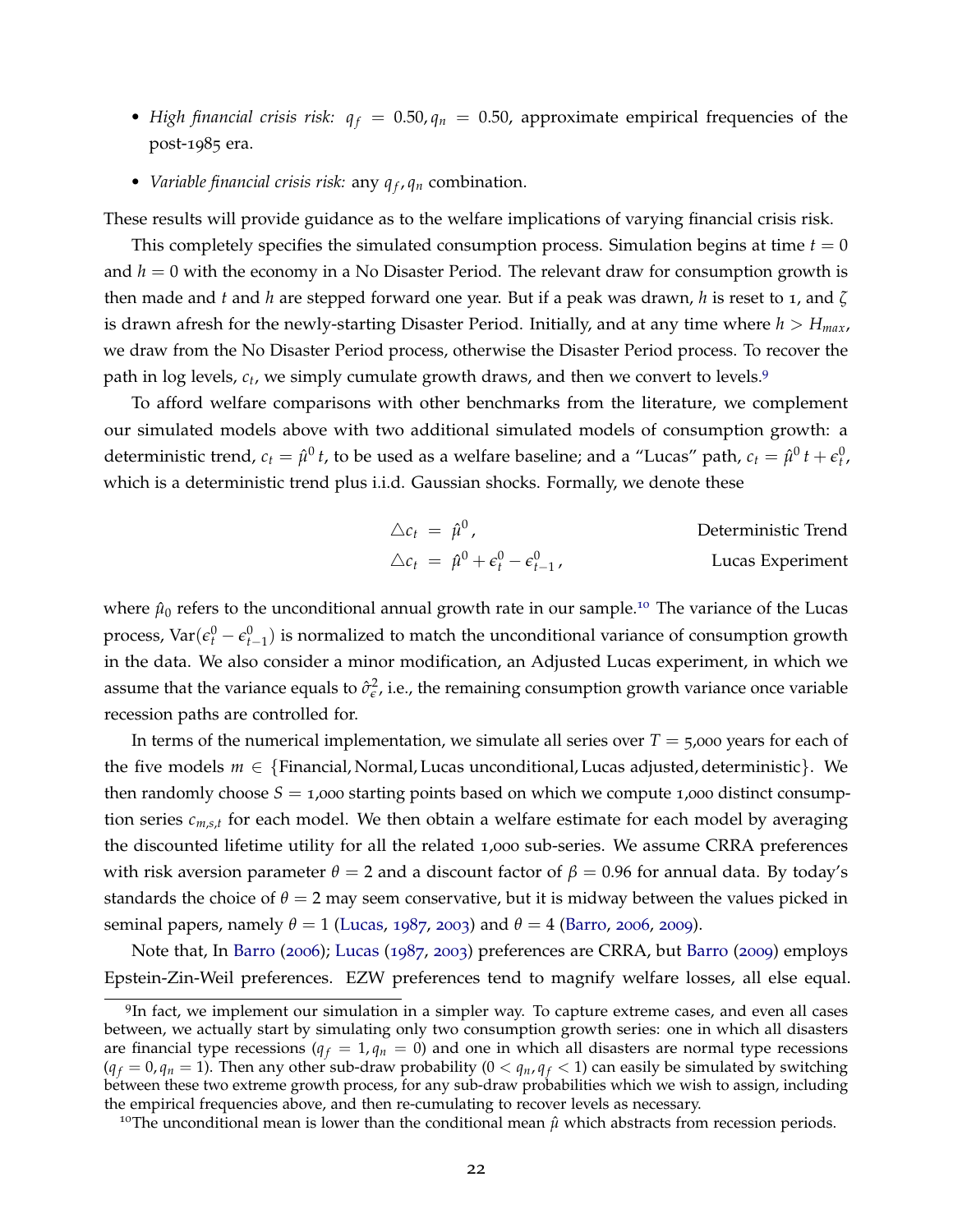- *High financial crisis risk:* $q_f = 0.50, q_n = 0.50$, approximate empirical frequencies of the post-1985 era.
- *Variable financial crisis risk:* any $q_f, q_n$ combination.

These results will provide guidance as to the welfare implications of varying financial crisis risk.

This completely specifies the simulated consumption process. Simulation begins at time $t = 0$ and $h = 0$ with the economy in a No Disaster Period. The relevant draw for consumption growth is then made and $t$ and $h$ are stepped forward one year. But if a peak was drawn, $h$ is reset to 1, and $\zeta$ is drawn afresh for the newly-starting Disaster Period. Initially, and at any time where $h > H_{max}$, we draw from the No Disaster Period process, otherwise the Disaster Period process. To recover the path in log levels, $c_t$, we simply cumulate growth draws, and then we convert to levels.[9]

To afford welfare comparisons with other benchmarks from the literature, we complement our simulated models above with two additional simulated models of consumption growth: a deterministic trend, $c_t = \hat{\mu}^0\, t$, to be used as a welfare baseline; and a "Lucas" path, $c_t = \hat{\mu}^0\, t + \epsilon_t^0$, which is a deterministic trend plus i.i.d. Gaussian shocks. Formally, we denote these

$$
\begin{aligned}
\triangle c_t &= \hat{\mu}^0\,, && \text{Deterministic Trend} \\
\triangle c_t &= \hat{\mu}^0 + \epsilon_t^0 - \epsilon_{t-1}^0\,, && \text{Lucas Experiment}
\end{aligned}
$$

where $\hat{\mu}_0$ refers to the unconditional annual growth rate in our sample.[10] The variance of the Lucas process, $\text{Var}(\epsilon_t^0 - \epsilon_{t-1}^0)$ is normalized to match the unconditional variance of consumption growth in the data. We also consider a minor modification, an Adjusted Lucas experiment, in which we assume that the variance equals to $\hat{\sigma}_\epsilon^2$, i.e., the remaining consumption growth variance once variable recession paths are controlled for.

In terms of the numerical implementation, we simulate all series over $T = 5{,}000$ years for each of the five models $m \in \{\text{Financial}, \text{Normal}, \text{Lucas unconditional}, \text{Lucas adjusted}, \text{deterministic}\}$. We then randomly choose $S = 1{,}000$ starting points based on which we compute 1,000 distinct consumption series $c_{m,s,t}$ for each model. We then obtain a welfare estimate for each model by averaging the discounted lifetime utility for all the related 1,000 sub-series. We assume CRRA preferences with risk aversion parameter $\theta = 2$ and a discount factor of $\beta = 0.96$ for annual data. By today's standards the choice of $\theta = 2$ may seem conservative, but it is midway between the values picked in seminal papers, namely $\theta = 1$ (Lucas, 1987, 2003) and $\theta = 4$ (Barro, 2006, 2009).

Note that, In Barro (2006); Lucas (1987, 2003) preferences are CRRA, but Barro (2009) employs Epstein-Zin-Weil preferences. EZW preferences tend to magnify welfare losses, all else equal.

[9] In fact, we implement our simulation in a simpler way. To capture extreme cases, and even all cases between, we actually start by simulating only two consumption growth series: one in which all disasters are financial type recessions ($q_f = 1, q_n = 0$) and one in which all disasters are normal type recessions ($q_f = 0, q_n = 1$). Then any other sub-draw probability ($0 < q_n, q_f < 1$) can easily be simulated by switching between these two extreme growth process, for any sub-draw probabilities which we wish to assign, including the empirical frequencies above, and then re-cumulating to recover levels as necessary.

[10] The unconditional mean is lower than the conditional mean $\hat{\mu}$ which abstracts from recession periods.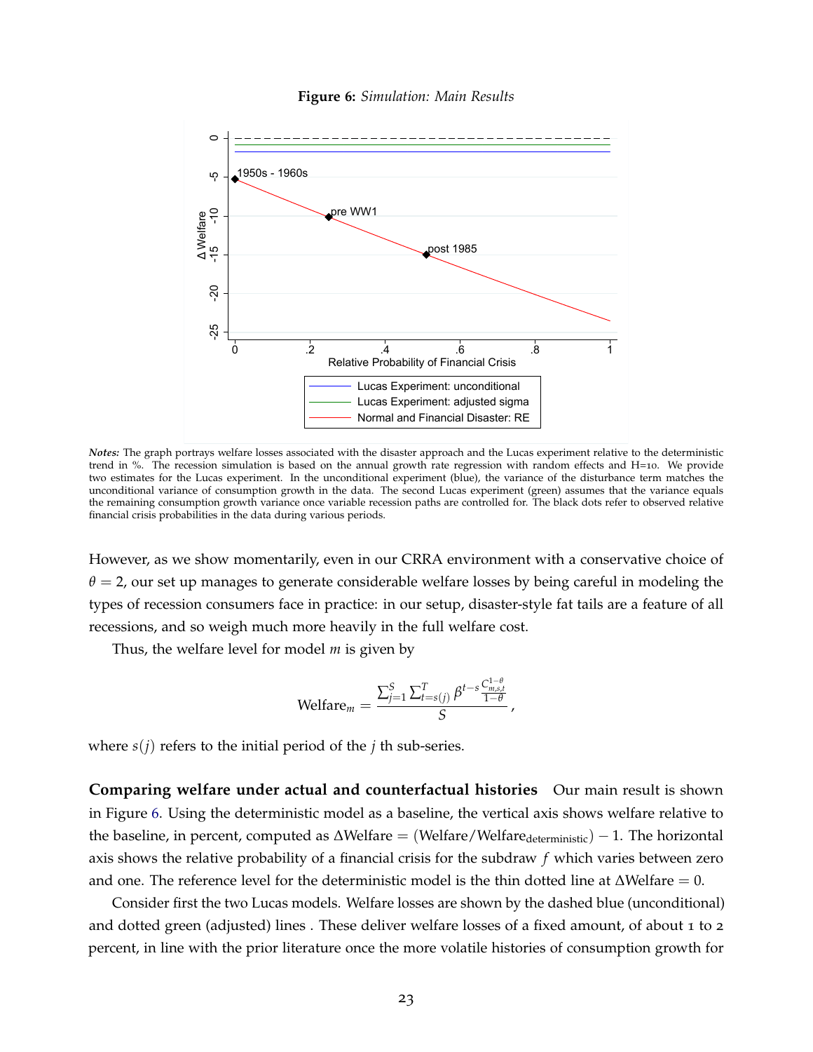**Figure 6:** *Simulation: Main Results*

*Notes:* The graph portrays welfare losses associated with the disaster approach and the Lucas experiment relative to the deterministic trend in %. The recession simulation is based on the annual growth rate regression with random effects and H=10. We provide two estimates for the Lucas experiment. In the unconditional experiment (blue), the variance of the disturbance term matches the unconditional variance of consumption growth in the data. The second Lucas experiment (green) assumes that the variance equals the remaining consumption growth variance once variable recession paths are controlled for. The black dots refer to observed relative financial crisis probabilities in the data during various periods.

However, as we show momentarily, even in our CRRA environment with a conservative choice of $\theta = 2$, our set up manages to generate considerable welfare losses by being careful in modeling the types of recession consumers face in practice: in our setup, disaster-style fat tails are a feature of all recessions, and so weigh much more heavily in the full welfare cost.

Thus, the welfare level for model $m$ is given by

$$\text{Welfare}_m = \frac{\sum_{j=1}^{S} \sum_{t=s(j)}^{T} \beta^{t-s} \frac{C_{m,s,t}^{1-\theta}}{1-\theta}}{S},$$

where $s(j)$ refers to the initial period of the $j$ th sub-series.

**Comparing welfare under actual and counterfactual histories** Our main result is shown in Figure 6. Using the deterministic model as a baseline, the vertical axis shows welfare relative to the baseline, in percent, computed as $\Delta\text{Welfare} = (\text{Welfare}/\text{Welfare}_{\text{deterministic}}) - 1$. The horizontal axis shows the relative probability of a financial crisis for the subdraw $f$ which varies between zero and one. The reference level for the deterministic model is the thin dotted line at $\Delta\text{Welfare} = 0$.

Consider first the two Lucas models. Welfare losses are shown by the dashed blue (unconditional) and dotted green (adjusted) lines . These deliver welfare losses of a fixed amount, of about 1 to 2 percent, in line with the prior literature once the more volatile histories of consumption growth for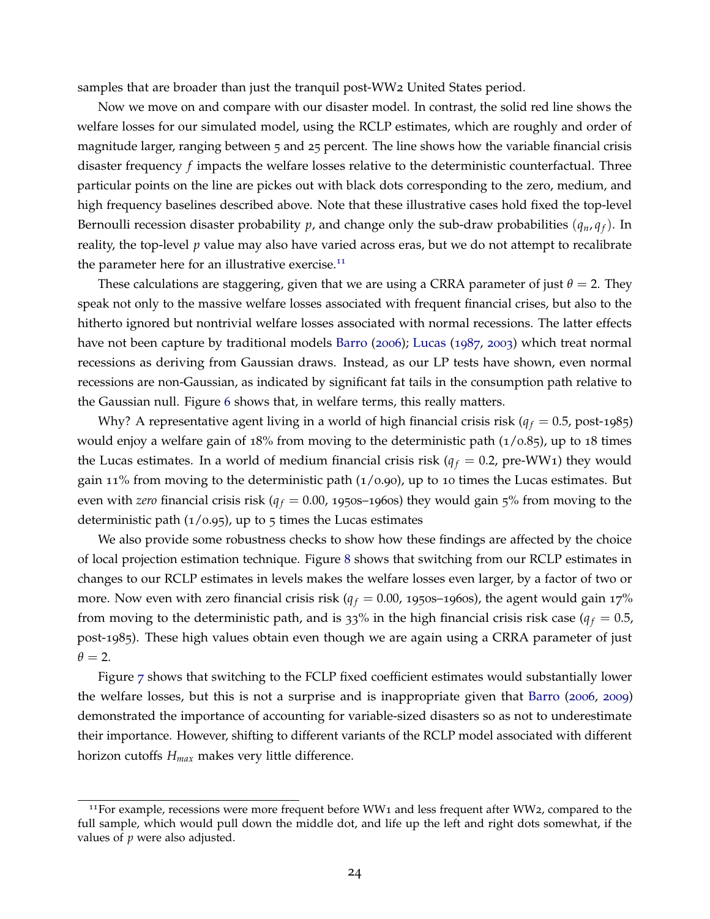samples that are broader than just the tranquil post-WW2 United States period.

Now we move on and compare with our disaster model. In contrast, the solid red line shows the welfare losses for our simulated model, using the RCLP estimates, which are roughly and order of magnitude larger, ranging between 5 and 25 percent. The line shows how the variable financial crisis disaster frequency $f$ impacts the welfare losses relative to the deterministic counterfactual. Three particular points on the line are pickes out with black dots corresponding to the zero, medium, and high frequency baselines described above. Note that these illustrative cases hold fixed the top-level Bernoulli recession disaster probability $p$, and change only the sub-draw probabilities $(q_n, q_f)$. In reality, the top-level $p$ value may also have varied across eras, but we do not attempt to recalibrate the parameter here for an illustrative exercise.[11]

These calculations are staggering, given that we are using a CRRA parameter of just $\theta = 2$. They speak not only to the massive welfare losses associated with frequent financial crises, but also to the hitherto ignored but nontrivial welfare losses associated with normal recessions. The latter effects have not been capture by traditional models Barro (2006); Lucas (1987, 2003) which treat normal recessions as deriving from Gaussian draws. Instead, as our LP tests have shown, even normal recessions are non-Gaussian, as indicated by significant fat tails in the consumption path relative to the Gaussian null. Figure 6 shows that, in welfare terms, this really matters.

Why? A representative agent living in a world of high financial crisis risk ($q_f = 0.5$, post-1985) would enjoy a welfare gain of 18% from moving to the deterministic path (1/0.85), up to 18 times the Lucas estimates. In a world of medium financial crisis risk ($q_f = 0.2$, pre-WW1) they would gain 11% from moving to the deterministic path (1/0.90), up to 10 times the Lucas estimates. But even with *zero* financial crisis risk ($q_f = 0.00$, 1950s–1960s) they would gain 5% from moving to the deterministic path (1/0.95), up to 5 times the Lucas estimates

We also provide some robustness checks to show how these findings are affected by the choice of local projection estimation technique. Figure 8 shows that switching from our RCLP estimates in changes to our RCLP estimates in levels makes the welfare losses even larger, by a factor of two or more. Now even with zero financial crisis risk ($q_f = 0.00$, 1950s–1960s), the agent would gain 17% from moving to the deterministic path, and is 33% in the high financial crisis risk case ($q_f = 0.5$, post-1985). These high values obtain even though we are again using a CRRA parameter of just $\theta = 2$.

Figure 7 shows that switching to the FCLP fixed coefficient estimates would substantially lower the welfare losses, but this is not a surprise and is inappropriate given that Barro (2006, 2009) demonstrated the importance of accounting for variable-sized disasters so as not to underestimate their importance. However, shifting to different variants of the RCLP model associated with different horizon cutoffs $H_{max}$ makes very little difference.

[11] For example, recessions were more frequent before WW1 and less frequent after WW2, compared to the full sample, which would pull down the middle dot, and life up the left and right dots somewhat, if the values of $p$ were also adjusted.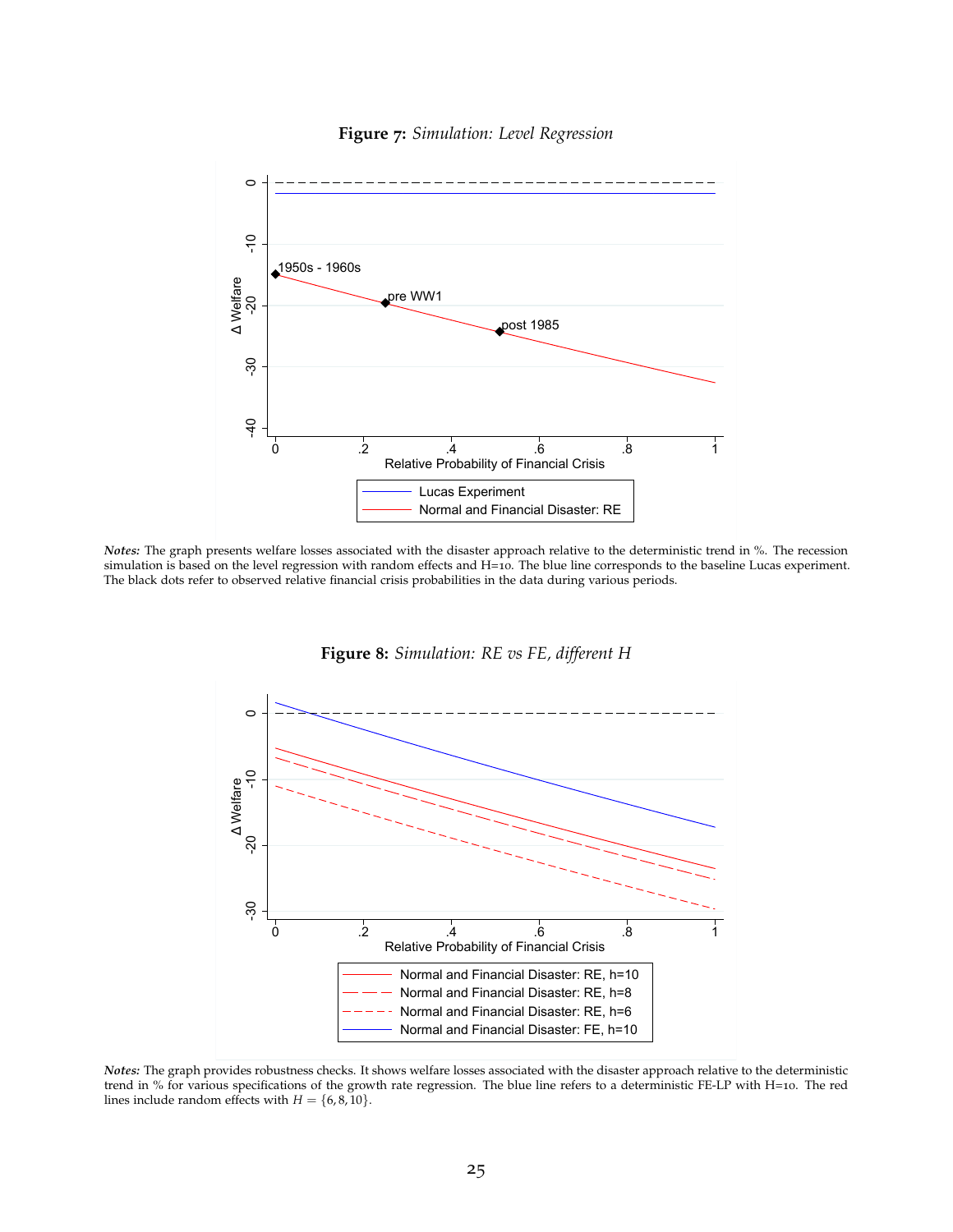**Figure 7:** *Simulation: Level Regression*

*Notes:* The graph presents welfare losses associated with the disaster approach relative to the deterministic trend in %. The recession simulation is based on the level regression with random effects and H=10. The blue line corresponds to the baseline Lucas experiment. The black dots refer to observed relative financial crisis probabilities in the data during various periods.

**Figure 8:** *Simulation: RE vs FE, different H*

*Notes:* The graph provides robustness checks. It shows welfare losses associated with the disaster approach relative to the deterministic trend in % for various specifications of the growth rate regression. The blue line refers to a deterministic FE-LP with H=10. The red lines include random effects with $H = \{6, 8, 10\}$.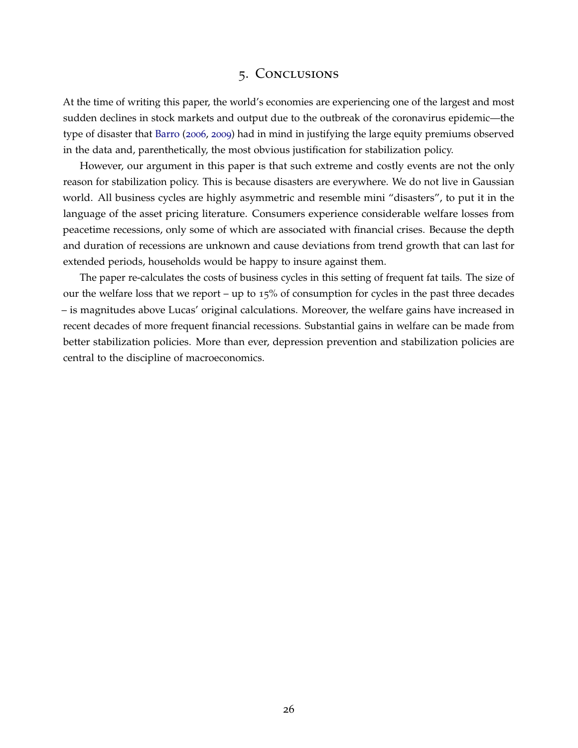## 5. Conclusions

At the time of writing this paper, the world's economies are experiencing one of the largest and most sudden declines in stock markets and output due to the outbreak of the coronavirus epidemic—the type of disaster that Barro (2006, 2009) had in mind in justifying the large equity premiums observed in the data and, parenthetically, the most obvious justification for stabilization policy.

However, our argument in this paper is that such extreme and costly events are not the only reason for stabilization policy. This is because disasters are everywhere. We do not live in Gaussian world. All business cycles are highly asymmetric and resemble mini "disasters", to put it in the language of the asset pricing literature. Consumers experience considerable welfare losses from peacetime recessions, only some of which are associated with financial crises. Because the depth and duration of recessions are unknown and cause deviations from trend growth that can last for extended periods, households would be happy to insure against them.

The paper re-calculates the costs of business cycles in this setting of frequent fat tails. The size of our the welfare loss that we report – up to 15% of consumption for cycles in the past three decades – is magnitudes above Lucas' original calculations. Moreover, the welfare gains have increased in recent decades of more frequent financial recessions. Substantial gains in welfare can be made from better stabilization policies. More than ever, depression prevention and stabilization policies are central to the discipline of macroeconomics.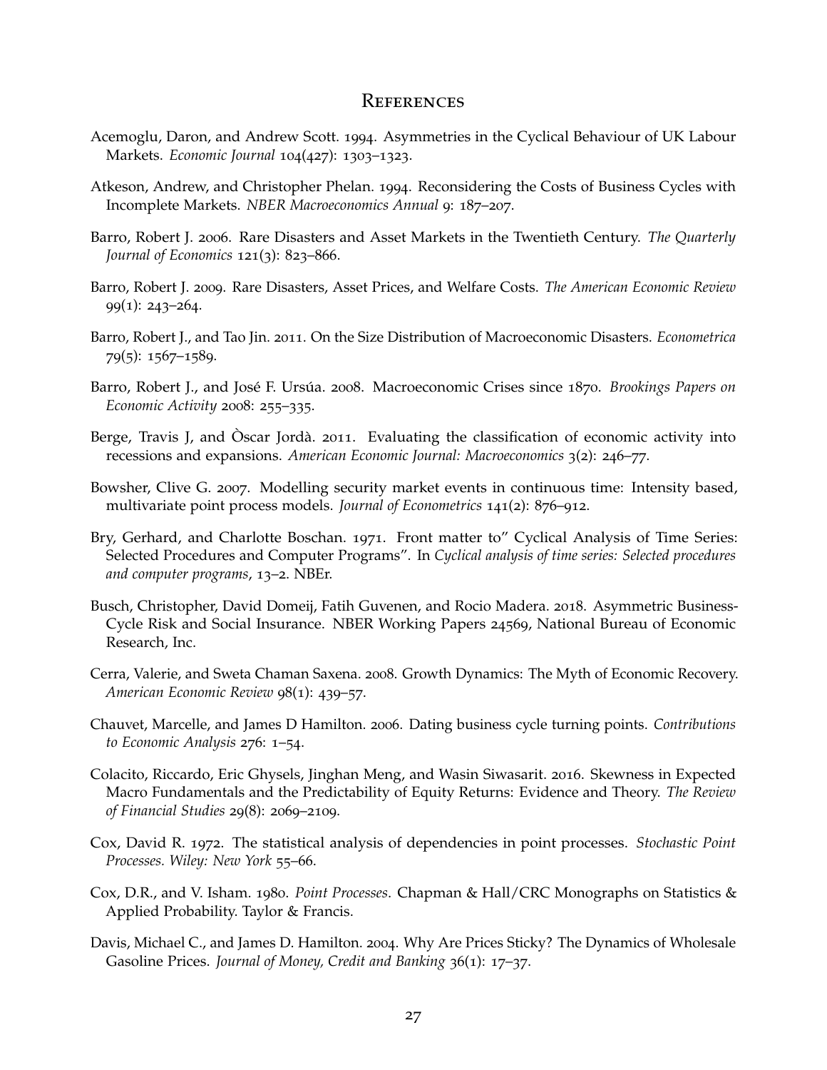# References

Acemoglu, Daron, and Andrew Scott. 1994. Asymmetries in the Cyclical Behaviour of UK Labour Markets. *Economic Journal* 104(427): 1303–1323.

Atkeson, Andrew, and Christopher Phelan. 1994. Reconsidering the Costs of Business Cycles with Incomplete Markets. *NBER Macroeconomics Annual* 9: 187–207.

Barro, Robert J. 2006. Rare Disasters and Asset Markets in the Twentieth Century. *The Quarterly Journal of Economics* 121(3): 823–866.

Barro, Robert J. 2009. Rare Disasters, Asset Prices, and Welfare Costs. *The American Economic Review* 99(1): 243–264.

Barro, Robert J., and Tao Jin. 2011. On the Size Distribution of Macroeconomic Disasters. *Econometrica* 79(5): 1567–1589.

Barro, Robert J., and José F. Ursúa. 2008. Macroeconomic Crises since 1870. *Brookings Papers on Economic Activity* 2008: 255–335.

Berge, Travis J, and Òscar Jordà. 2011. Evaluating the classification of economic activity into recessions and expansions. *American Economic Journal: Macroeconomics* 3(2): 246–77.

Bowsher, Clive G. 2007. Modelling security market events in continuous time: Intensity based, multivariate point process models. *Journal of Econometrics* 141(2): 876–912.

Bry, Gerhard, and Charlotte Boschan. 1971. Front matter to" Cyclical Analysis of Time Series: Selected Procedures and Computer Programs". In *Cyclical analysis of time series: Selected procedures and computer programs*, 13–2. NBEr.

Busch, Christopher, David Domeij, Fatih Guvenen, and Rocio Madera. 2018. Asymmetric Business-Cycle Risk and Social Insurance. NBER Working Papers 24569, National Bureau of Economic Research, Inc.

Cerra, Valerie, and Sweta Chaman Saxena. 2008. Growth Dynamics: The Myth of Economic Recovery. *American Economic Review* 98(1): 439–57.

Chauvet, Marcelle, and James D Hamilton. 2006. Dating business cycle turning points. *Contributions to Economic Analysis* 276: 1–54.

Colacito, Riccardo, Eric Ghysels, Jinghan Meng, and Wasin Siwasarit. 2016. Skewness in Expected Macro Fundamentals and the Predictability of Equity Returns: Evidence and Theory. *The Review of Financial Studies* 29(8): 2069–2109.

Cox, David R. 1972. The statistical analysis of dependencies in point processes. *Stochastic Point Processes. Wiley: New York* 55–66.

Cox, D.R., and V. Isham. 1980. *Point Processes*. Chapman & Hall/CRC Monographs on Statistics & Applied Probability. Taylor & Francis.

Davis, Michael C., and James D. Hamilton. 2004. Why Are Prices Sticky? The Dynamics of Wholesale Gasoline Prices. *Journal of Money, Credit and Banking* 36(1): 17–37.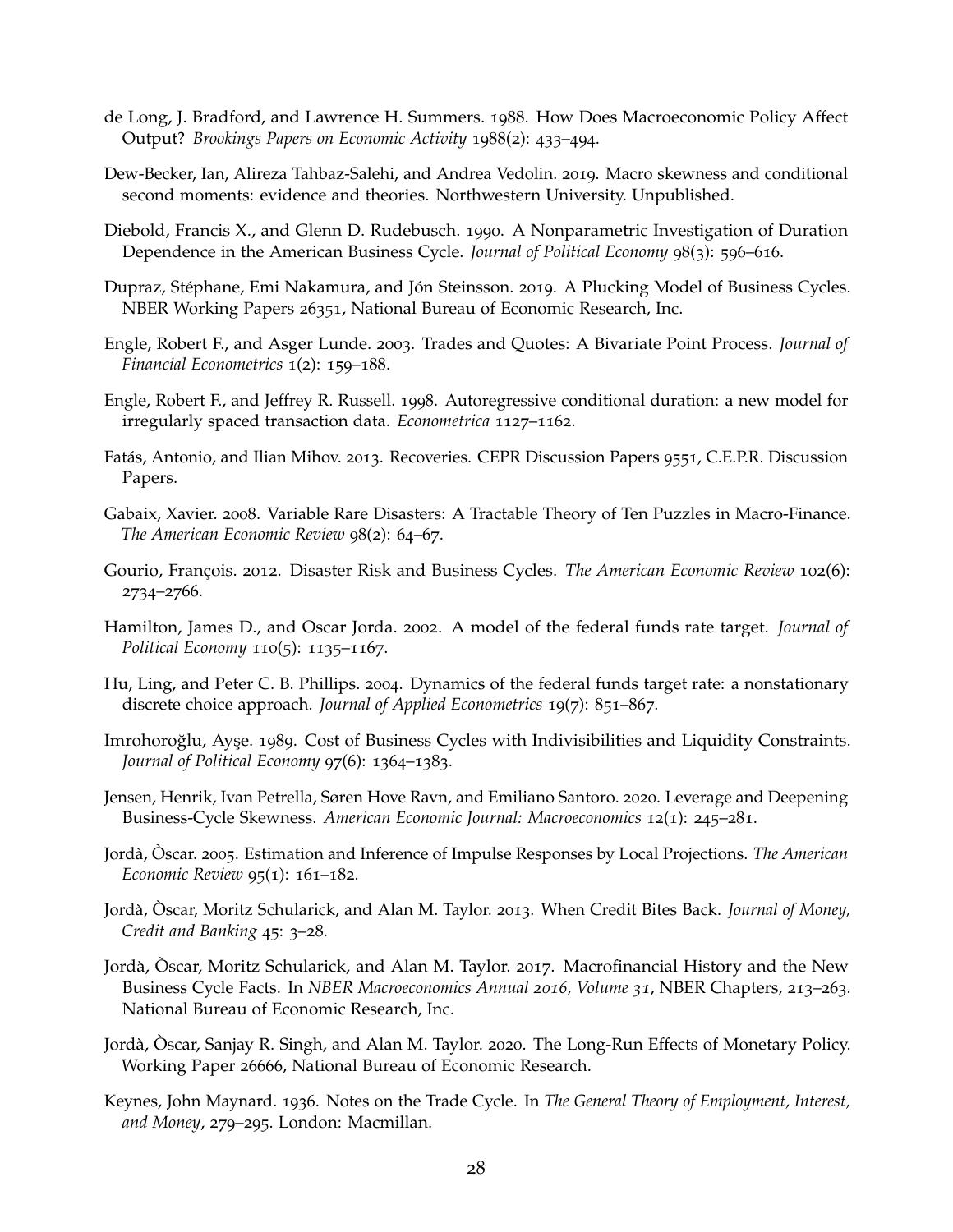de Long, J. Bradford, and Lawrence H. Summers. 1988. How Does Macroeconomic Policy Affect Output? *Brookings Papers on Economic Activity* 1988(2): 433–494.

Dew-Becker, Ian, Alireza Tahbaz-Salehi, and Andrea Vedolin. 2019. Macro skewness and conditional second moments: evidence and theories. Northwestern University. Unpublished.

Diebold, Francis X., and Glenn D. Rudebusch. 1990. A Nonparametric Investigation of Duration Dependence in the American Business Cycle. *Journal of Political Economy* 98(3): 596–616.

Dupraz, Stéphane, Emi Nakamura, and Jón Steinsson. 2019. A Plucking Model of Business Cycles. NBER Working Papers 26351, National Bureau of Economic Research, Inc.

Engle, Robert F., and Asger Lunde. 2003. Trades and Quotes: A Bivariate Point Process. *Journal of Financial Econometrics* 1(2): 159–188.

Engle, Robert F., and Jeffrey R. Russell. 1998. Autoregressive conditional duration: a new model for irregularly spaced transaction data. *Econometrica* 1127–1162.

Fatás, Antonio, and Ilian Mihov. 2013. Recoveries. CEPR Discussion Papers 9551, C.E.P.R. Discussion Papers.

Gabaix, Xavier. 2008. Variable Rare Disasters: A Tractable Theory of Ten Puzzles in Macro-Finance. *The American Economic Review* 98(2): 64–67.

Gourio, François. 2012. Disaster Risk and Business Cycles. *The American Economic Review* 102(6): 2734–2766.

Hamilton, James D., and Oscar Jorda. 2002. A model of the federal funds rate target. *Journal of Political Economy* 110(5): 1135–1167.

Hu, Ling, and Peter C. B. Phillips. 2004. Dynamics of the federal funds target rate: a nonstationary discrete choice approach. *Journal of Applied Econometrics* 19(7): 851–867.

Imrohoroğlu, Ayşe. 1989. Cost of Business Cycles with Indivisibilities and Liquidity Constraints. *Journal of Political Economy* 97(6): 1364–1383.

Jensen, Henrik, Ivan Petrella, Søren Hove Ravn, and Emiliano Santoro. 2020. Leverage and Deepening Business-Cycle Skewness. *American Economic Journal: Macroeconomics* 12(1): 245–281.

Jordà, Òscar. 2005. Estimation and Inference of Impulse Responses by Local Projections. *The American Economic Review* 95(1): 161–182.

Jordà, Òscar, Moritz Schularick, and Alan M. Taylor. 2013. When Credit Bites Back. *Journal of Money, Credit and Banking* 45: 3–28.

Jordà, Òscar, Moritz Schularick, and Alan M. Taylor. 2017. Macrofinancial History and the New Business Cycle Facts. In *NBER Macroeconomics Annual 2016, Volume 31*, NBER Chapters, 213–263. National Bureau of Economic Research, Inc.

Jordà, Òscar, Sanjay R. Singh, and Alan M. Taylor. 2020. The Long-Run Effects of Monetary Policy. Working Paper 26666, National Bureau of Economic Research.

Keynes, John Maynard. 1936. Notes on the Trade Cycle. In *The General Theory of Employment, Interest, and Money*, 279–295. London: Macmillan.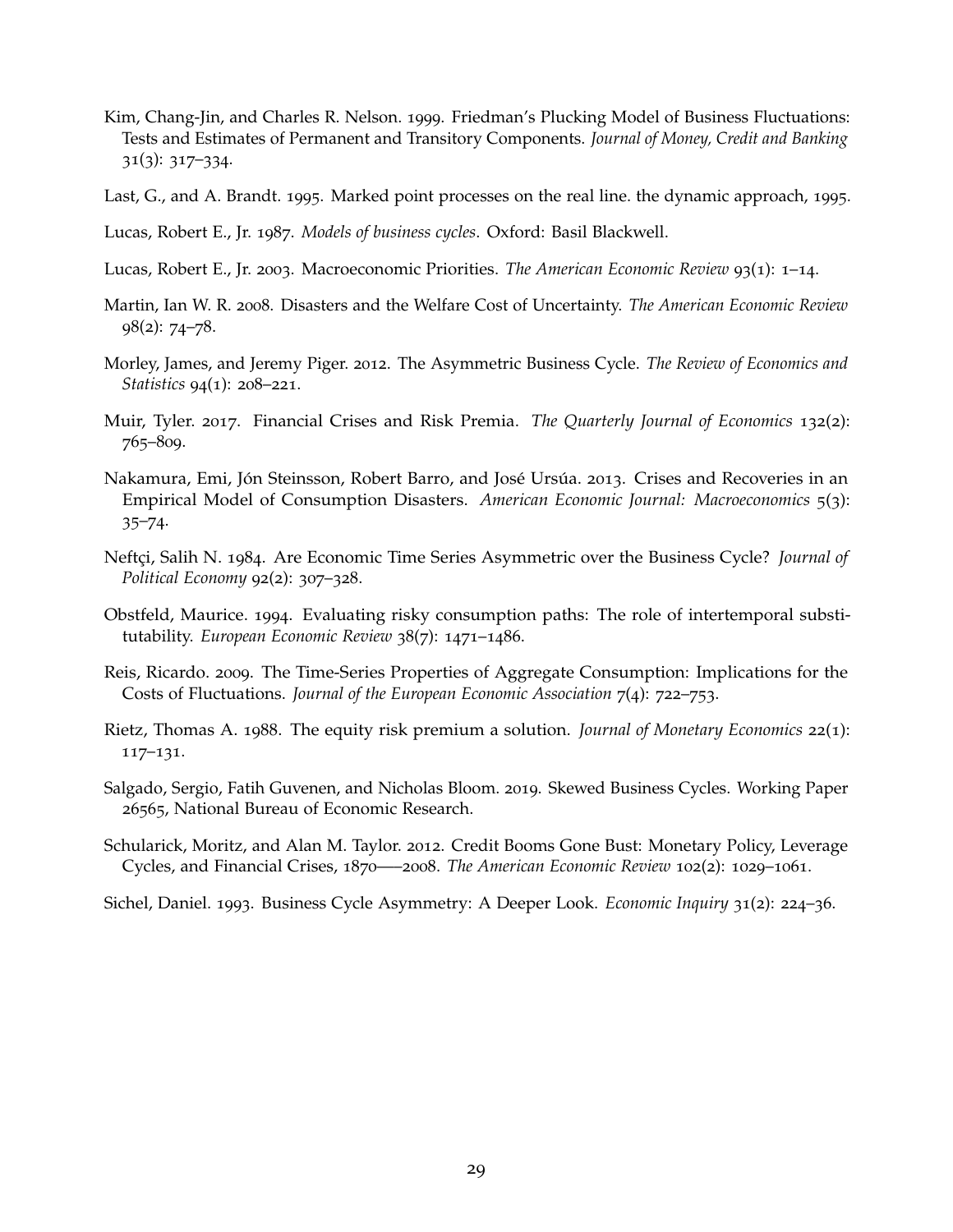Kim, Chang-Jin, and Charles R. Nelson. 1999. Friedman's Plucking Model of Business Fluctuations: Tests and Estimates of Permanent and Transitory Components. *Journal of Money, Credit and Banking* 31(3): 317–334.

Last, G., and A. Brandt. 1995. Marked point processes on the real line. the dynamic approach, 1995.

Lucas, Robert E., Jr. 1987. *Models of business cycles*. Oxford: Basil Blackwell.

Lucas, Robert E., Jr. 2003. Macroeconomic Priorities. *The American Economic Review* 93(1): 1–14.

Martin, Ian W. R. 2008. Disasters and the Welfare Cost of Uncertainty. *The American Economic Review* 98(2): 74–78.

Morley, James, and Jeremy Piger. 2012. The Asymmetric Business Cycle. *The Review of Economics and Statistics* 94(1): 208–221.

Muir, Tyler. 2017. Financial Crises and Risk Premia. *The Quarterly Journal of Economics* 132(2): 765–809.

Nakamura, Emi, Jón Steinsson, Robert Barro, and José Ursúa. 2013. Crises and Recoveries in an Empirical Model of Consumption Disasters. *American Economic Journal: Macroeconomics* 5(3): 35–74.

Neftçi, Salih N. 1984. Are Economic Time Series Asymmetric over the Business Cycle? *Journal of Political Economy* 92(2): 307–328.

Obstfeld, Maurice. 1994. Evaluating risky consumption paths: The role of intertemporal substitutability. *European Economic Review* 38(7): 1471–1486.

Reis, Ricardo. 2009. The Time-Series Properties of Aggregate Consumption: Implications for the Costs of Fluctuations. *Journal of the European Economic Association* 7(4): 722–753.

Rietz, Thomas A. 1988. The equity risk premium a solution. *Journal of Monetary Economics* 22(1): 117–131.

Salgado, Sergio, Fatih Guvenen, and Nicholas Bloom. 2019. Skewed Business Cycles. Working Paper 26565, National Bureau of Economic Research.

Schularick, Moritz, and Alan M. Taylor. 2012. Credit Booms Gone Bust: Monetary Policy, Leverage Cycles, and Financial Crises, 1870—–2008. *The American Economic Review* 102(2): 1029–1061.

Sichel, Daniel. 1993. Business Cycle Asymmetry: A Deeper Look. *Economic Inquiry* 31(2): 224–36.